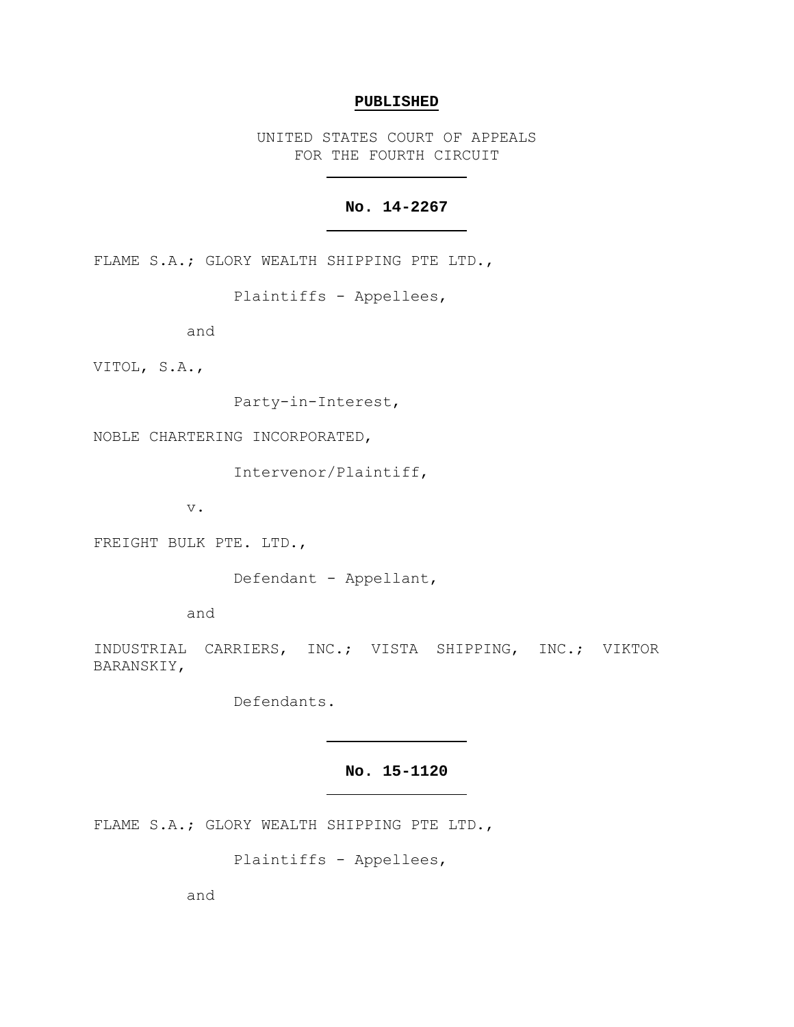**PUBLISHED**

UNITED STATES COURT OF APPEALS
FOR THE FOURTH CIRCUIT

---

**No. 14-2267**

---

FLAME S.A.; GLORY WEALTH SHIPPING PTE LTD.,

Plaintiffs - Appellees,

and

VITOL, S.A.,

Party-in-Interest,

NOBLE CHARTERING INCORPORATED,

Intervenor/Plaintiff,

v.

FREIGHT BULK PTE. LTD.,

Defendant - Appellant,

and

INDUSTRIAL CARRIERS, INC.; VISTA SHIPPING, INC.; VIKTOR BARANSKIY,

Defendants.

---

**No. 15-1120**

---

FLAME S.A.; GLORY WEALTH SHIPPING PTE LTD.,

Plaintiffs - Appellees,

and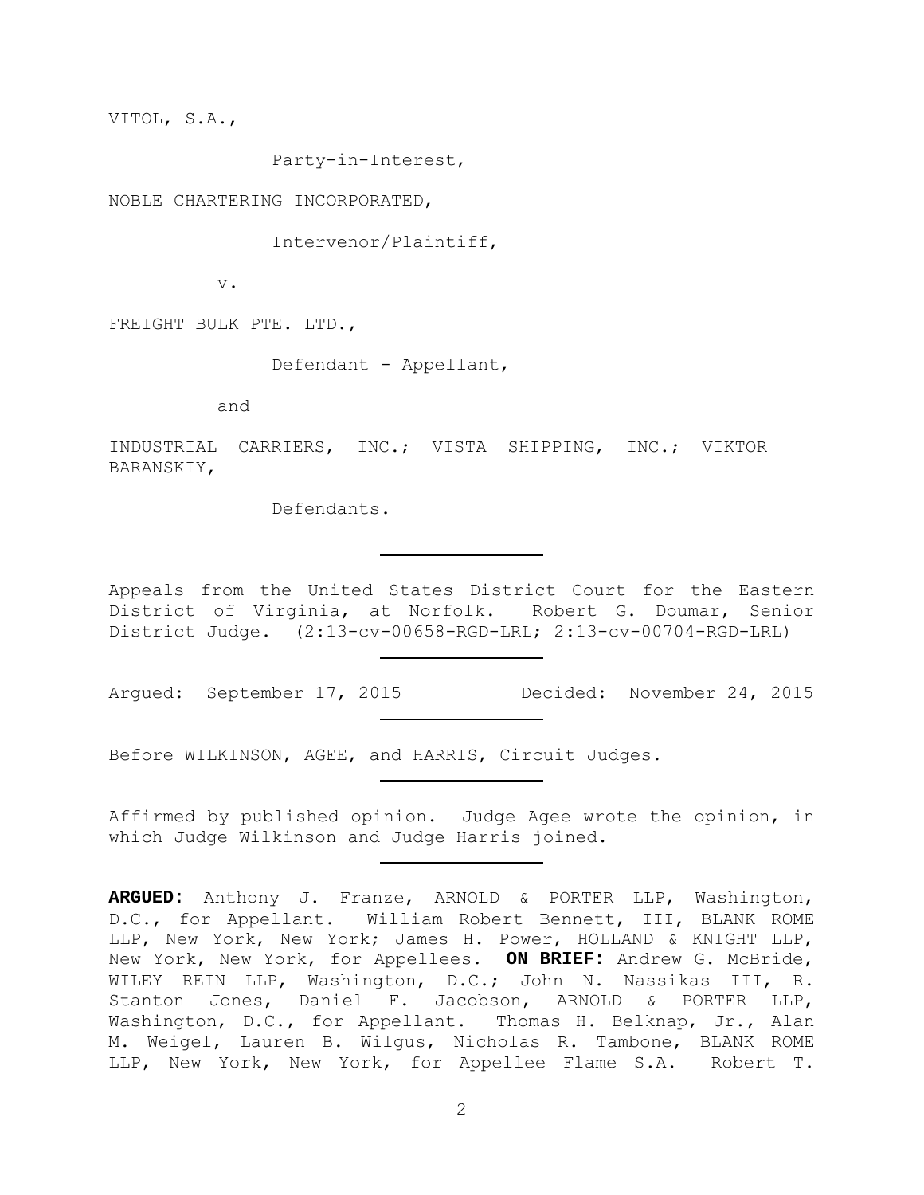VITOL, S.A.,

Party-in-Interest,

NOBLE CHARTERING INCORPORATED,

Intervenor/Plaintiff,

v.

FREIGHT BULK PTE. LTD.,

Defendant - Appellant,

and

INDUSTRIAL CARRIERS, INC.; VISTA SHIPPING, INC.; VIKTOR BARANSKIY,

Defendants.

---

Appeals from the United States District Court for the Eastern District of Virginia, at Norfolk. Robert G. Doumar, Senior District Judge. (2:13-cv-00658-RGD-LRL; 2:13-cv-00704-RGD-LRL)

---

Argued: September 17, 2015 Decided: November 24, 2015

---

Before WILKINSON, AGEE, and HARRIS, Circuit Judges.

---

Affirmed by published opinion. Judge Agee wrote the opinion, in which Judge Wilkinson and Judge Harris joined.

---

**ARGUED:** Anthony J. Franze, ARNOLD & PORTER LLP, Washington, D.C., for Appellant. William Robert Bennett, III, BLANK ROME LLP, New York, New York; James H. Power, HOLLAND & KNIGHT LLP, New York, New York, for Appellees. **ON BRIEF:** Andrew G. McBride, WILEY REIN LLP, Washington, D.C.; John N. Nassikas III, R. Stanton Jones, Daniel F. Jacobson, ARNOLD & PORTER LLP, Washington, D.C., for Appellant. Thomas H. Belknap, Jr., Alan M. Weigel, Lauren B. Wilgus, Nicholas R. Tambone, BLANK ROME LLP, New York, New York, for Appellee Flame S.A. Robert T.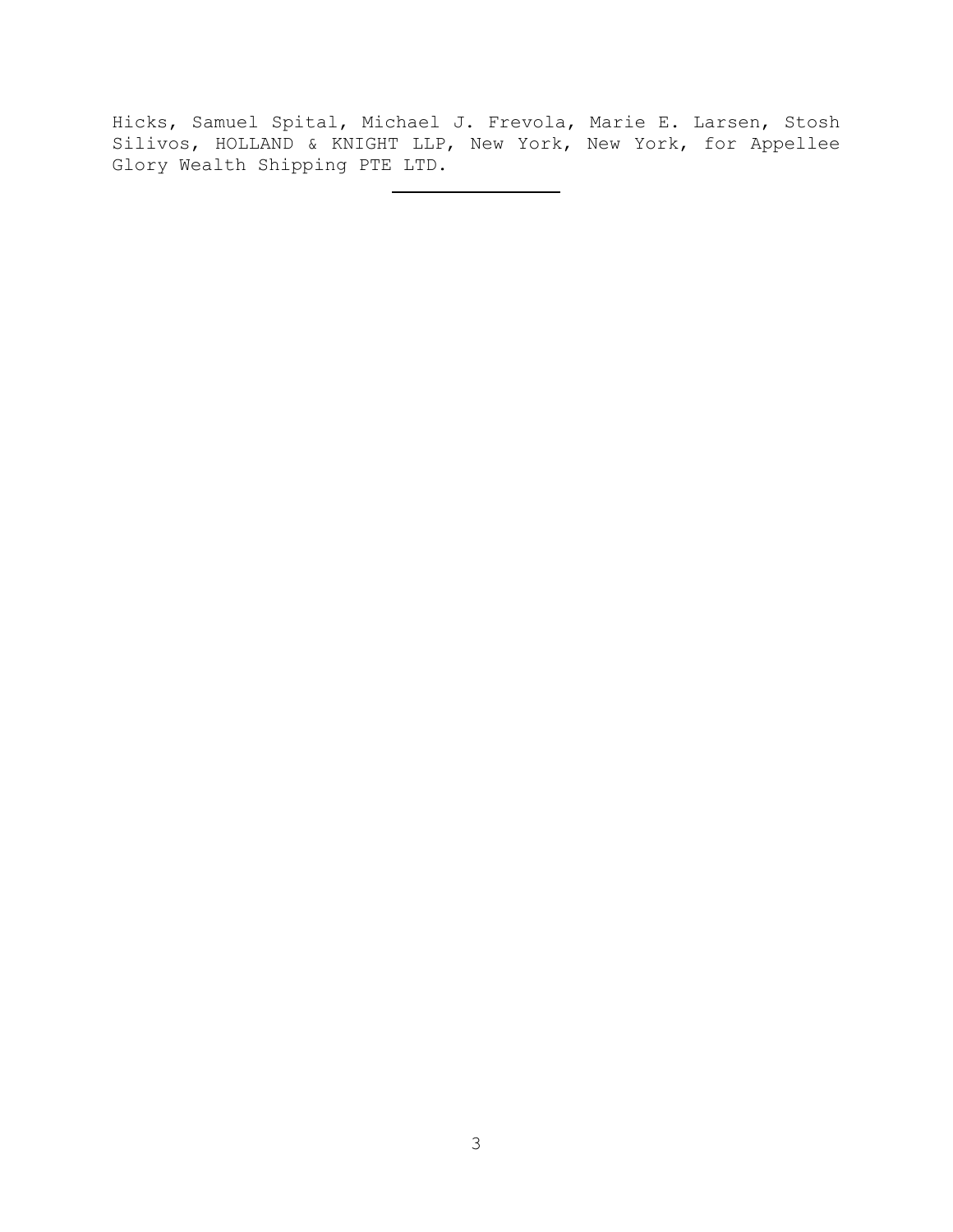Hicks, Samuel Spital, Michael J. Frevola, Marie E. Larsen, Stosh Silivos, HOLLAND & KNIGHT LLP, New York, New York, for Appellee Glory Wealth Shipping PTE LTD.

---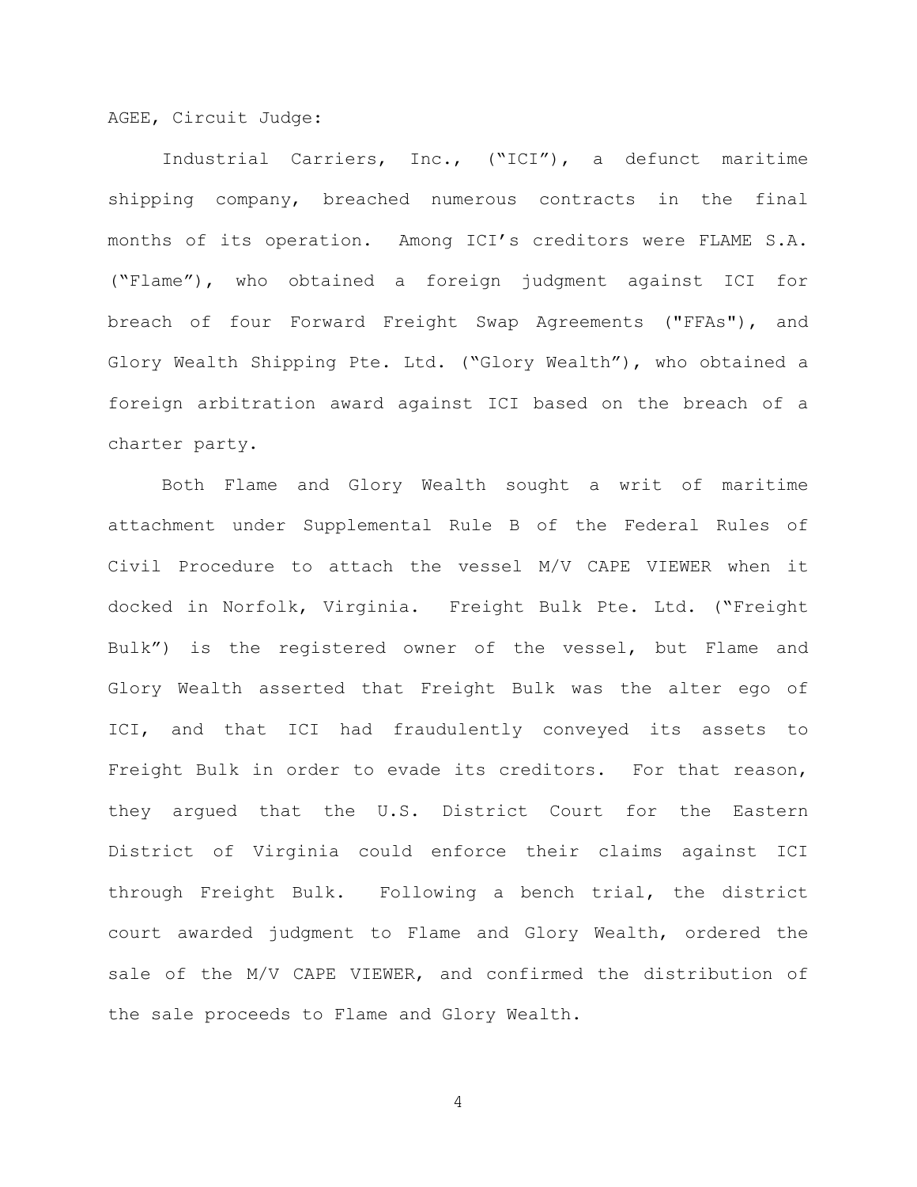AGEE, Circuit Judge:

Industrial Carriers, Inc., ("ICI"), a defunct maritime shipping company, breached numerous contracts in the final months of its operation. Among ICI's creditors were FLAME S.A. ("Flame"), who obtained a foreign judgment against ICI for breach of four Forward Freight Swap Agreements ("FFAs"), and Glory Wealth Shipping Pte. Ltd. ("Glory Wealth"), who obtained a foreign arbitration award against ICI based on the breach of a charter party.

Both Flame and Glory Wealth sought a writ of maritime attachment under Supplemental Rule B of the Federal Rules of Civil Procedure to attach the vessel M/V CAPE VIEWER when it docked in Norfolk, Virginia. Freight Bulk Pte. Ltd. ("Freight Bulk") is the registered owner of the vessel, but Flame and Glory Wealth asserted that Freight Bulk was the alter ego of ICI, and that ICI had fraudulently conveyed its assets to Freight Bulk in order to evade its creditors. For that reason, they argued that the U.S. District Court for the Eastern District of Virginia could enforce their claims against ICI through Freight Bulk. Following a bench trial, the district court awarded judgment to Flame and Glory Wealth, ordered the sale of the M/V CAPE VIEWER, and confirmed the distribution of the sale proceeds to Flame and Glory Wealth.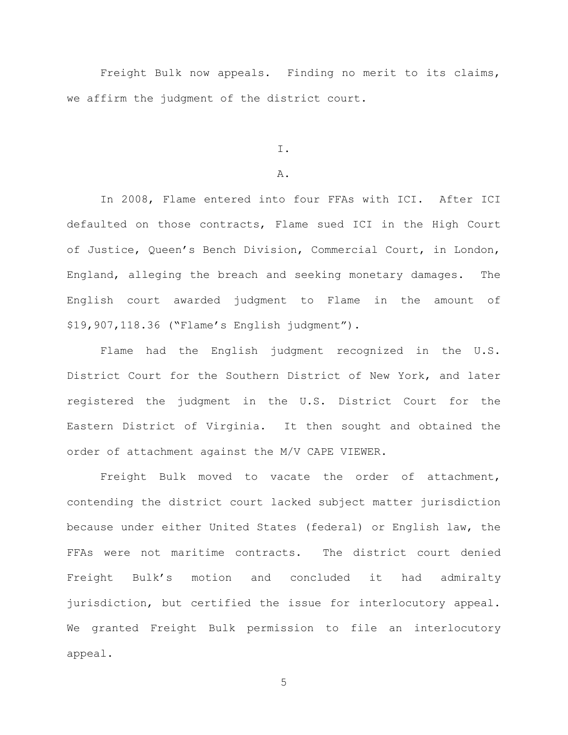Freight Bulk now appeals. Finding no merit to its claims, we affirm the judgment of the district court.

# I.

## A.

In 2008, Flame entered into four FFAs with ICI. After ICI defaulted on those contracts, Flame sued ICI in the High Court of Justice, Queen's Bench Division, Commercial Court, in London, England, alleging the breach and seeking monetary damages. The English court awarded judgment to Flame in the amount of $19,907,118.36 ("Flame's English judgment").

Flame had the English judgment recognized in the U.S. District Court for the Southern District of New York, and later registered the judgment in the U.S. District Court for the Eastern District of Virginia. It then sought and obtained the order of attachment against the M/V CAPE VIEWER.

Freight Bulk moved to vacate the order of attachment, contending the district court lacked subject matter jurisdiction because under either United States (federal) or English law, the FFAs were not maritime contracts. The district court denied Freight Bulk's motion and concluded it had admiralty jurisdiction, but certified the issue for interlocutory appeal. We granted Freight Bulk permission to file an interlocutory appeal.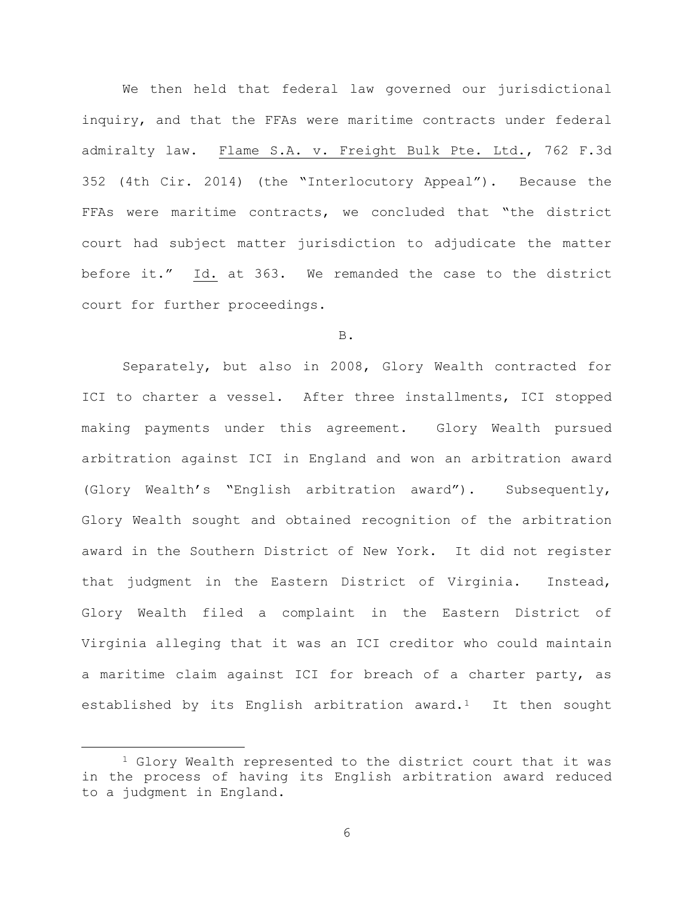We then held that federal law governed our jurisdictional inquiry, and that the FFAs were maritime contracts under federal admiralty law. Flame S.A. v. Freight Bulk Pte. Ltd., 762 F.3d 352 (4th Cir. 2014) (the "Interlocutory Appeal"). Because the FFAs were maritime contracts, we concluded that "the district court had subject matter jurisdiction to adjudicate the matter before it." Id. at 363. We remanded the case to the district court for further proceedings.

B.

Separately, but also in 2008, Glory Wealth contracted for ICI to charter a vessel. After three installments, ICI stopped making payments under this agreement. Glory Wealth pursued arbitration against ICI in England and won an arbitration award (Glory Wealth's "English arbitration award"). Subsequently, Glory Wealth sought and obtained recognition of the arbitration award in the Southern District of New York. It did not register that judgment in the Eastern District of Virginia. Instead, Glory Wealth filed a complaint in the Eastern District of Virginia alleging that it was an ICI creditor who could maintain a maritime claim against ICI for breach of a charter party, as established by its English arbitration award.[1] It then sought

[1] Glory Wealth represented to the district court that it was in the process of having its English arbitration award reduced to a judgment in England.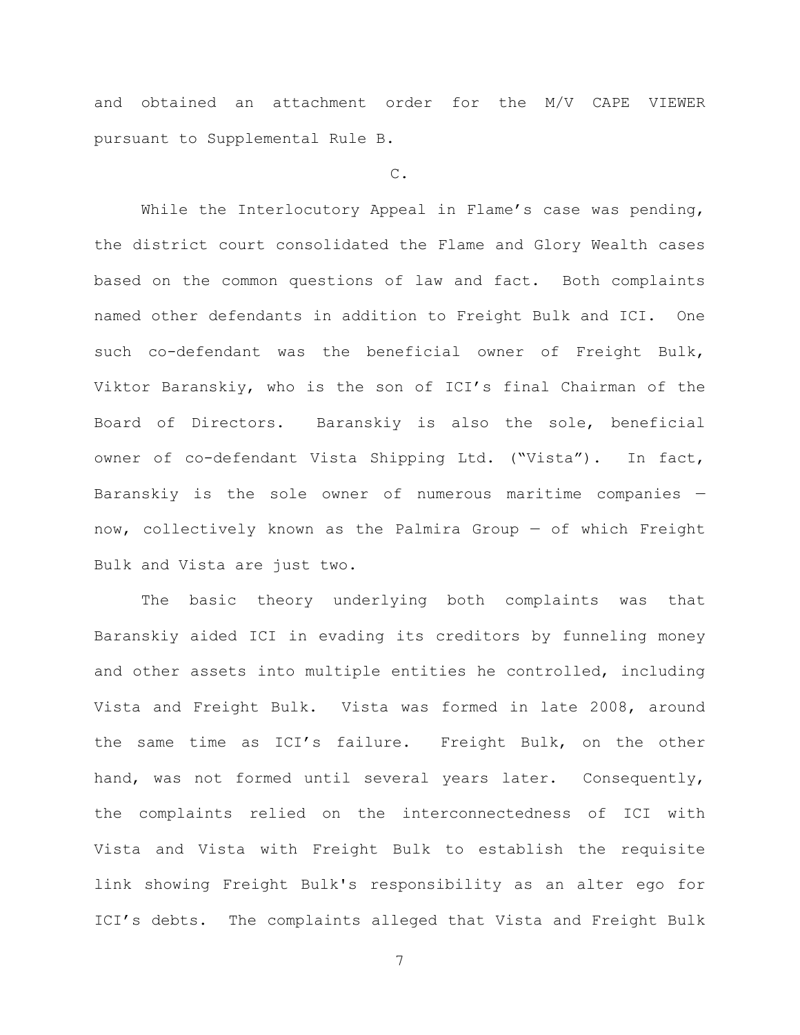and obtained an attachment order for the M/V CAPE VIEWER pursuant to Supplemental Rule B.

C.

While the Interlocutory Appeal in Flame's case was pending, the district court consolidated the Flame and Glory Wealth cases based on the common questions of law and fact. Both complaints named other defendants in addition to Freight Bulk and ICI. One such co-defendant was the beneficial owner of Freight Bulk, Viktor Baranskiy, who is the son of ICI's final Chairman of the Board of Directors. Baranskiy is also the sole, beneficial owner of co-defendant Vista Shipping Ltd. ("Vista"). In fact, Baranskiy is the sole owner of numerous maritime companies — now, collectively known as the Palmira Group — of which Freight Bulk and Vista are just two.

The basic theory underlying both complaints was that Baranskiy aided ICI in evading its creditors by funneling money and other assets into multiple entities he controlled, including Vista and Freight Bulk. Vista was formed in late 2008, around the same time as ICI's failure. Freight Bulk, on the other hand, was not formed until several years later. Consequently, the complaints relied on the interconnectedness of ICI with Vista and Vista with Freight Bulk to establish the requisite link showing Freight Bulk's responsibility as an alter ego for ICI's debts. The complaints alleged that Vista and Freight Bulk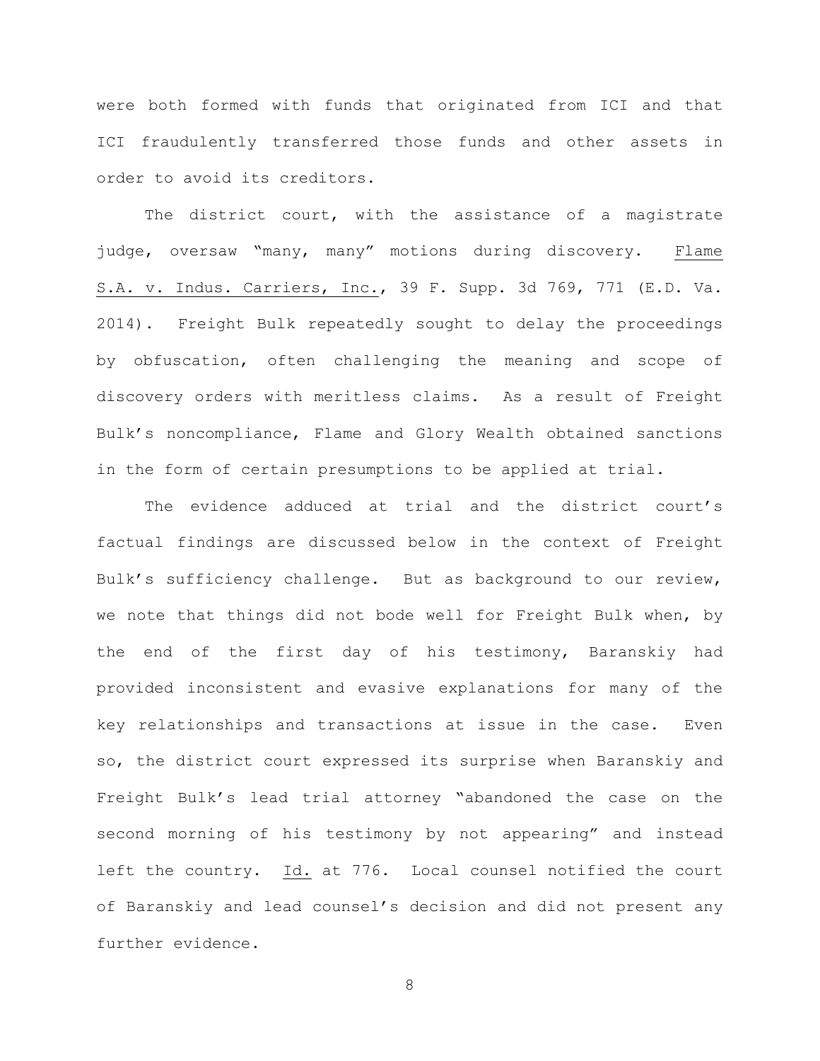were both formed with funds that originated from ICI and that ICI fraudulently transferred those funds and other assets in order to avoid its creditors.

The district court, with the assistance of a magistrate judge, oversaw "many, many" motions during discovery. Flame S.A. v. Indus. Carriers, Inc., 39 F. Supp. 3d 769, 771 (E.D. Va. 2014). Freight Bulk repeatedly sought to delay the proceedings by obfuscation, often challenging the meaning and scope of discovery orders with meritless claims. As a result of Freight Bulk's noncompliance, Flame and Glory Wealth obtained sanctions in the form of certain presumptions to be applied at trial.

The evidence adduced at trial and the district court's factual findings are discussed below in the context of Freight Bulk's sufficiency challenge. But as background to our review, we note that things did not bode well for Freight Bulk when, by the end of the first day of his testimony, Baranskiy had provided inconsistent and evasive explanations for many of the key relationships and transactions at issue in the case. Even so, the district court expressed its surprise when Baranskiy and Freight Bulk's lead trial attorney "abandoned the case on the second morning of his testimony by not appearing" and instead left the country. Id. at 776. Local counsel notified the court of Baranskiy and lead counsel's decision and did not present any further evidence.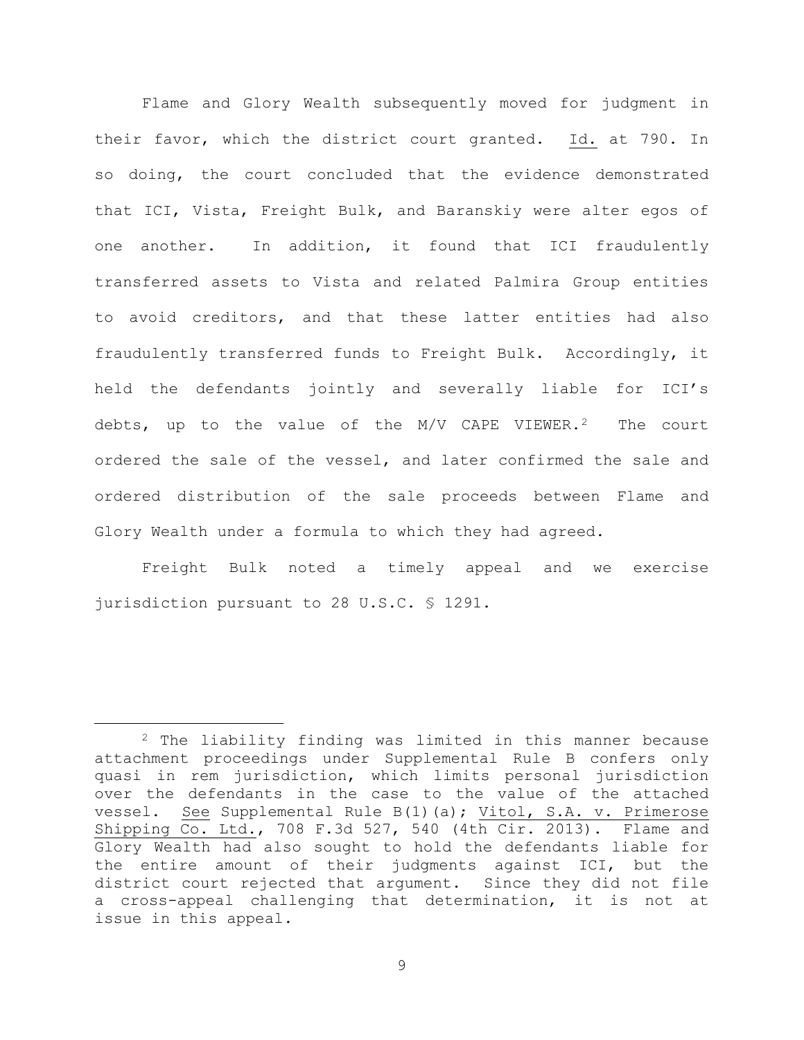Flame and Glory Wealth subsequently moved for judgment in their favor, which the district court granted. Id. at 790. In so doing, the court concluded that the evidence demonstrated that ICI, Vista, Freight Bulk, and Baranskiy were alter egos of one another. In addition, it found that ICI fraudulently transferred assets to Vista and related Palmira Group entities to avoid creditors, and that these latter entities had also fraudulently transferred funds to Freight Bulk. Accordingly, it held the defendants jointly and severally liable for ICI's debts, up to the value of the M/V CAPE VIEWER.[2] The court ordered the sale of the vessel, and later confirmed the sale and ordered distribution of the sale proceeds between Flame and Glory Wealth under a formula to which they had agreed.

Freight Bulk noted a timely appeal and we exercise jurisdiction pursuant to 28 U.S.C. § 1291.

---

[2] The liability finding was limited in this manner because attachment proceedings under Supplemental Rule B confers only quasi in rem jurisdiction, which limits personal jurisdiction over the defendants in the case to the value of the attached vessel. See Supplemental Rule B(1)(a); Vitol, S.A. v. Primerose Shipping Co. Ltd., 708 F.3d 527, 540 (4th Cir. 2013). Flame and Glory Wealth had also sought to hold the defendants liable for the entire amount of their judgments against ICI, but the district court rejected that argument. Since they did not file a cross-appeal challenging that determination, it is not at issue in this appeal.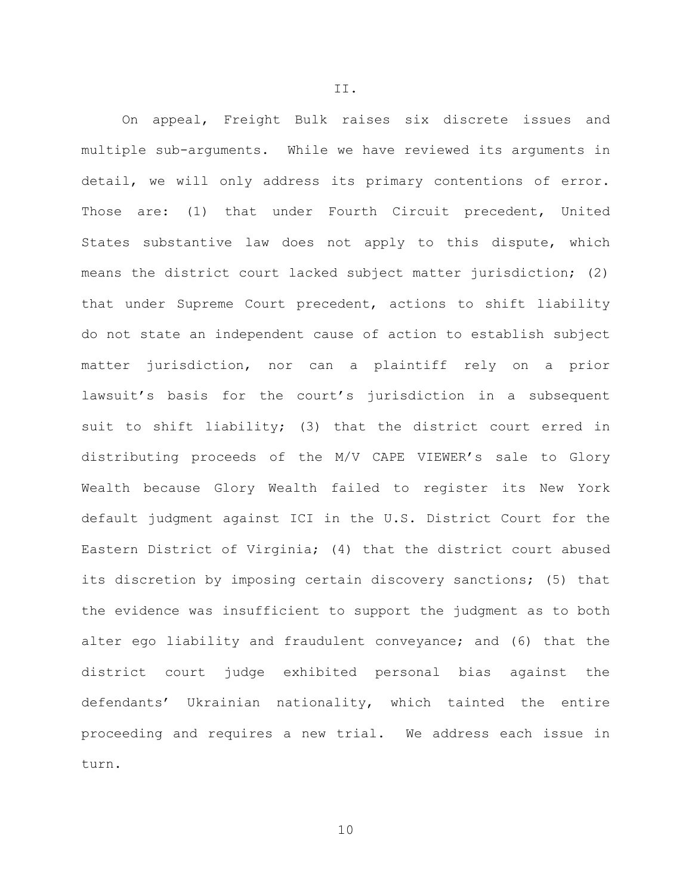## II.

On appeal, Freight Bulk raises six discrete issues and multiple sub-arguments. While we have reviewed its arguments in detail, we will only address its primary contentions of error. Those are: (1) that under Fourth Circuit precedent, United States substantive law does not apply to this dispute, which means the district court lacked subject matter jurisdiction; (2) that under Supreme Court precedent, actions to shift liability do not state an independent cause of action to establish subject matter jurisdiction, nor can a plaintiff rely on a prior lawsuit's basis for the court's jurisdiction in a subsequent suit to shift liability; (3) that the district court erred in distributing proceeds of the M/V CAPE VIEWER's sale to Glory Wealth because Glory Wealth failed to register its New York default judgment against ICI in the U.S. District Court for the Eastern District of Virginia; (4) that the district court abused its discretion by imposing certain discovery sanctions; (5) that the evidence was insufficient to support the judgment as to both alter ego liability and fraudulent conveyance; and (6) that the district court judge exhibited personal bias against the defendants' Ukrainian nationality, which tainted the entire proceeding and requires a new trial. We address each issue in turn.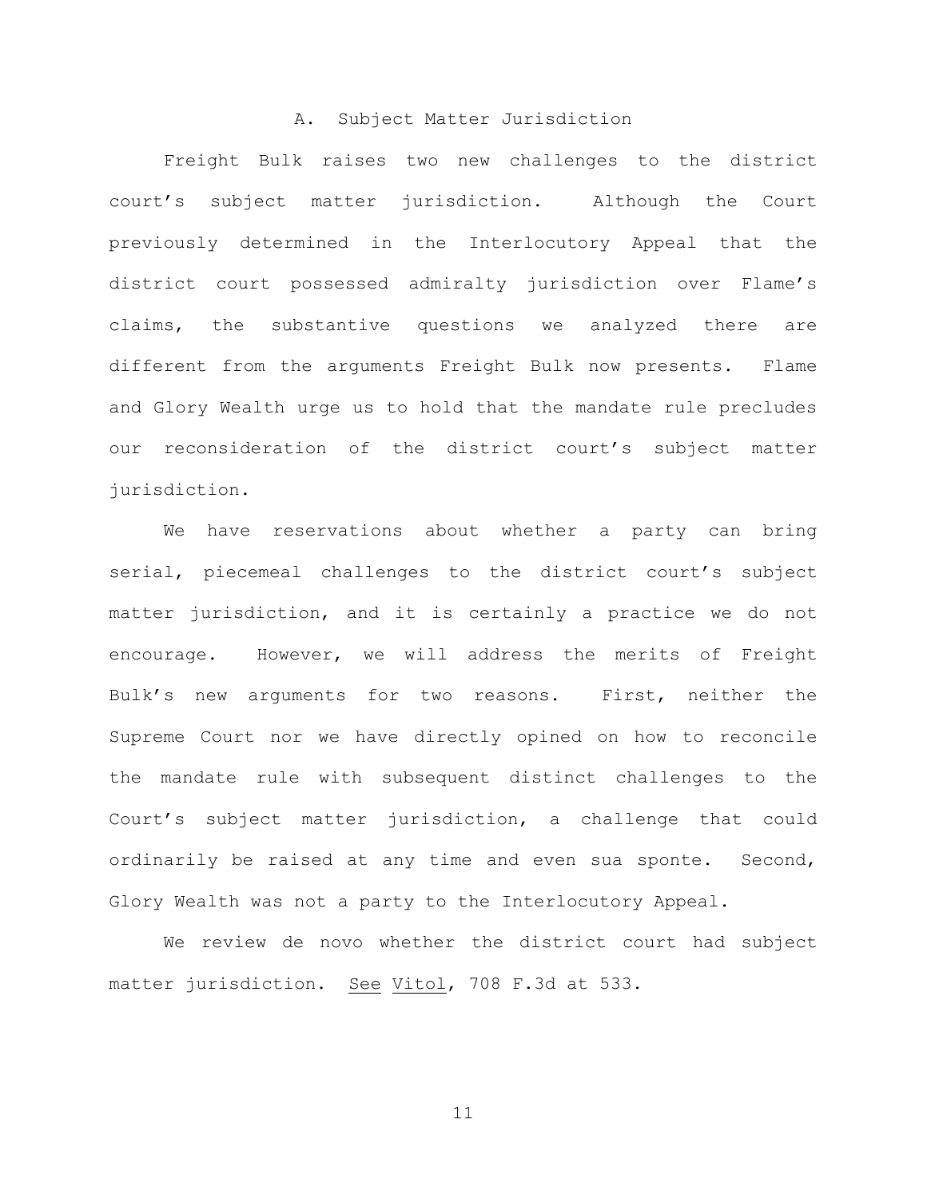### A. Subject Matter Jurisdiction

Freight Bulk raises two new challenges to the district court's subject matter jurisdiction. Although the Court previously determined in the Interlocutory Appeal that the district court possessed admiralty jurisdiction over Flame's claims, the substantive questions we analyzed there are different from the arguments Freight Bulk now presents. Flame and Glory Wealth urge us to hold that the mandate rule precludes our reconsideration of the district court's subject matter jurisdiction.

We have reservations about whether a party can bring serial, piecemeal challenges to the district court's subject matter jurisdiction, and it is certainly a practice we do not encourage. However, we will address the merits of Freight Bulk's new arguments for two reasons. First, neither the Supreme Court nor we have directly opined on how to reconcile the mandate rule with subsequent distinct challenges to the Court's subject matter jurisdiction, a challenge that could ordinarily be raised at any time and even sua sponte. Second, Glory Wealth was not a party to the Interlocutory Appeal.

We review de novo whether the district court had subject matter jurisdiction. See Vitol, 708 F.3d at 533.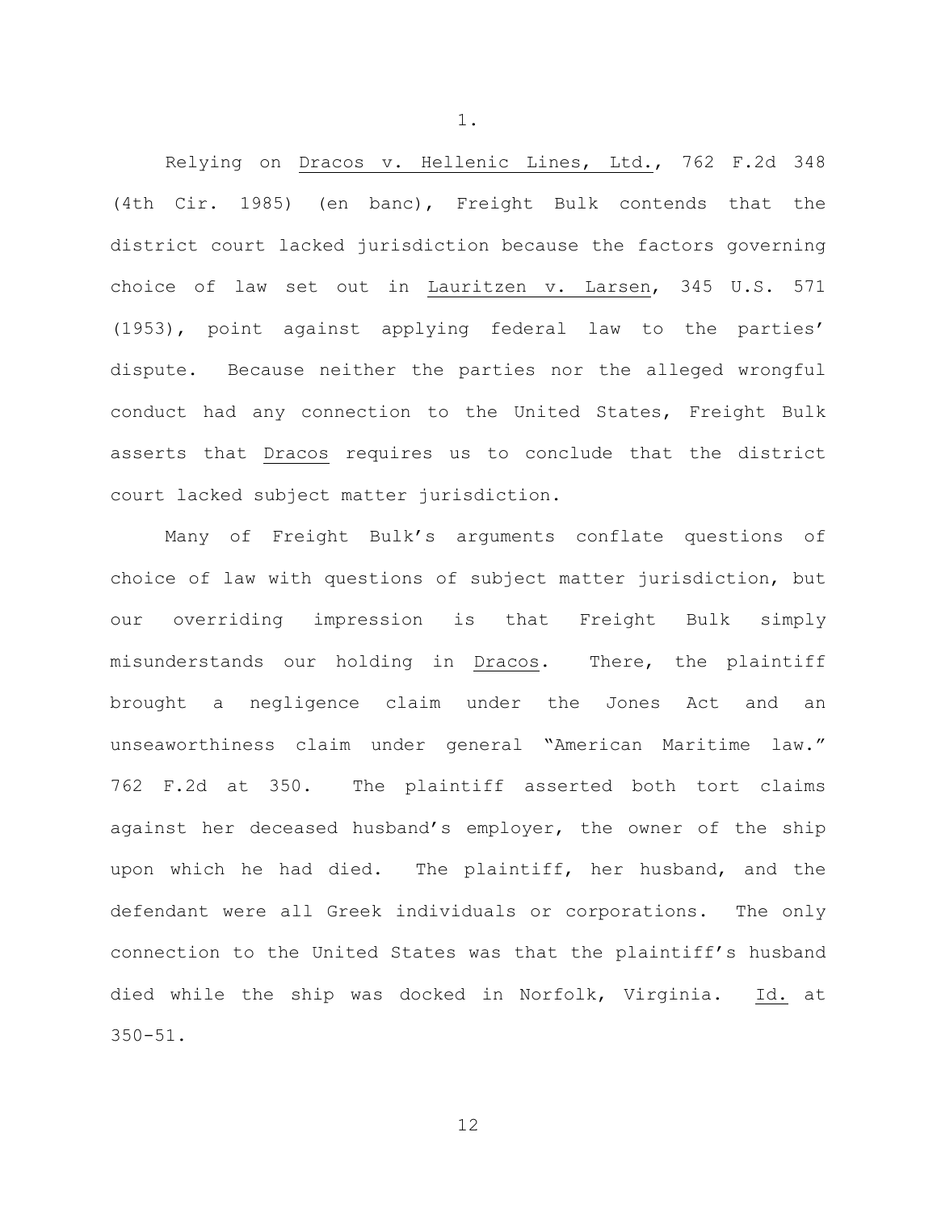1.

Relying on _Dracos v. Hellenic Lines, Ltd._, 762 F.2d 348 (4th Cir. 1985) (en banc), Freight Bulk contends that the district court lacked jurisdiction because the factors governing choice of law set out in _Lauritzen v. Larsen_, 345 U.S. 571 (1953), point against applying federal law to the parties' dispute. Because neither the parties nor the alleged wrongful conduct had any connection to the United States, Freight Bulk asserts that _Dracos_ requires us to conclude that the district court lacked subject matter jurisdiction.

Many of Freight Bulk's arguments conflate questions of choice of law with questions of subject matter jurisdiction, but our overriding impression is that Freight Bulk simply misunderstands our holding in _Dracos_. There, the plaintiff brought a negligence claim under the Jones Act and an unseaworthiness claim under general "American Maritime law." 762 F.2d at 350. The plaintiff asserted both tort claims against her deceased husband's employer, the owner of the ship upon which he had died. The plaintiff, her husband, and the defendant were all Greek individuals or corporations. The only connection to the United States was that the plaintiff's husband died while the ship was docked in Norfolk, Virginia. _Id._ at 350-51.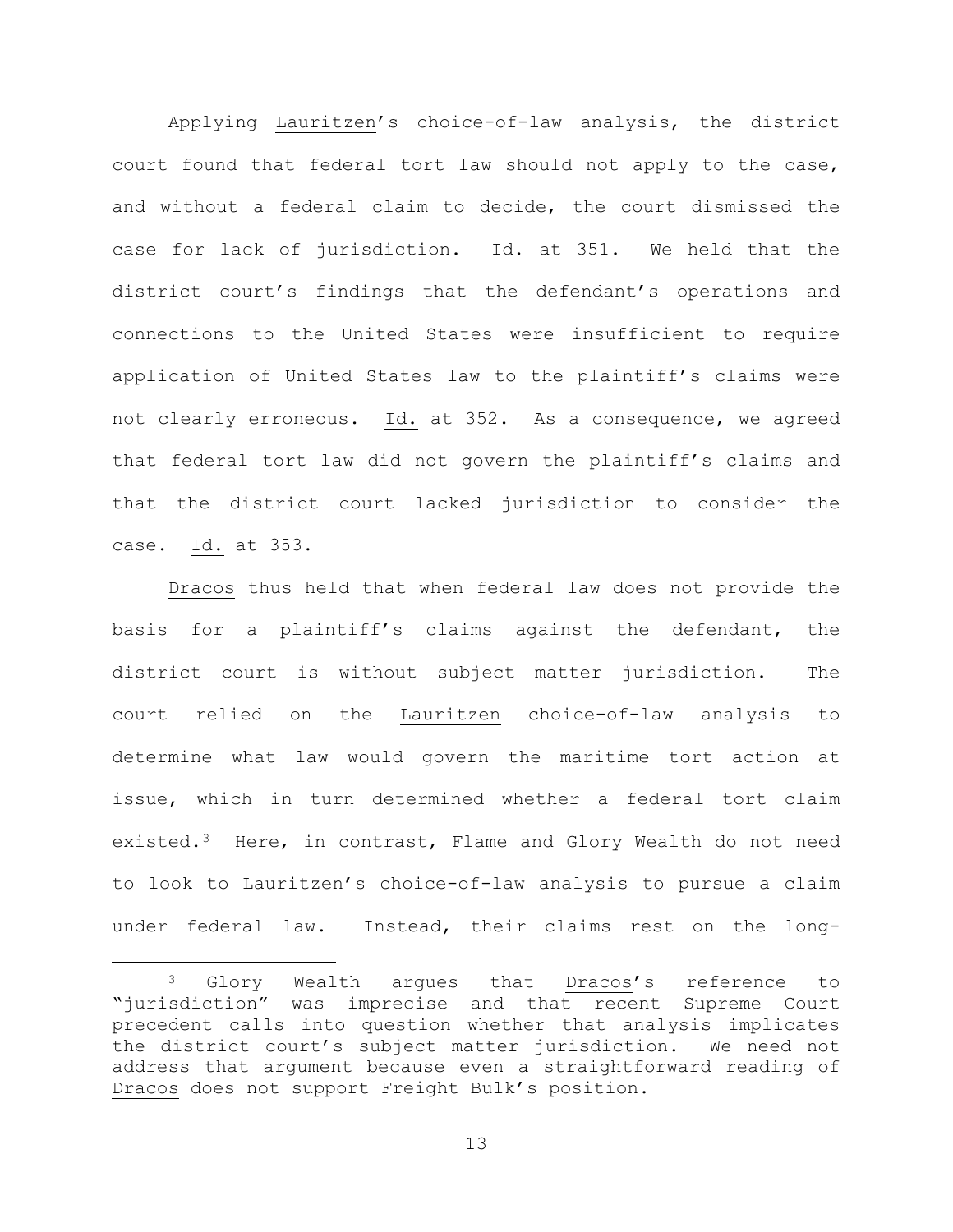Applying Lauritzen's choice-of-law analysis, the district court found that federal tort law should not apply to the case, and without a federal claim to decide, the court dismissed the case for lack of jurisdiction. Id. at 351. We held that the district court's findings that the defendant's operations and connections to the United States were insufficient to require application of United States law to the plaintiff's claims were not clearly erroneous. Id. at 352. As a consequence, we agreed that federal tort law did not govern the plaintiff's claims and that the district court lacked jurisdiction to consider the case. Id. at 353.

Dracos thus held that when federal law does not provide the basis for a plaintiff's claims against the defendant, the district court is without subject matter jurisdiction. The court relied on the Lauritzen choice-of-law analysis to determine what law would govern the maritime tort action at issue, which in turn determined whether a federal tort claim existed.[3] Here, in contrast, Flame and Glory Wealth do not need to look to Lauritzen's choice-of-law analysis to pursue a claim under federal law. Instead, their claims rest on the long-

[3] Glory Wealth argues that Dracos's reference to "jurisdiction" was imprecise and that recent Supreme Court precedent calls into question whether that analysis implicates the district court's subject matter jurisdiction. We need not address that argument because even a straightforward reading of Dracos does not support Freight Bulk's position.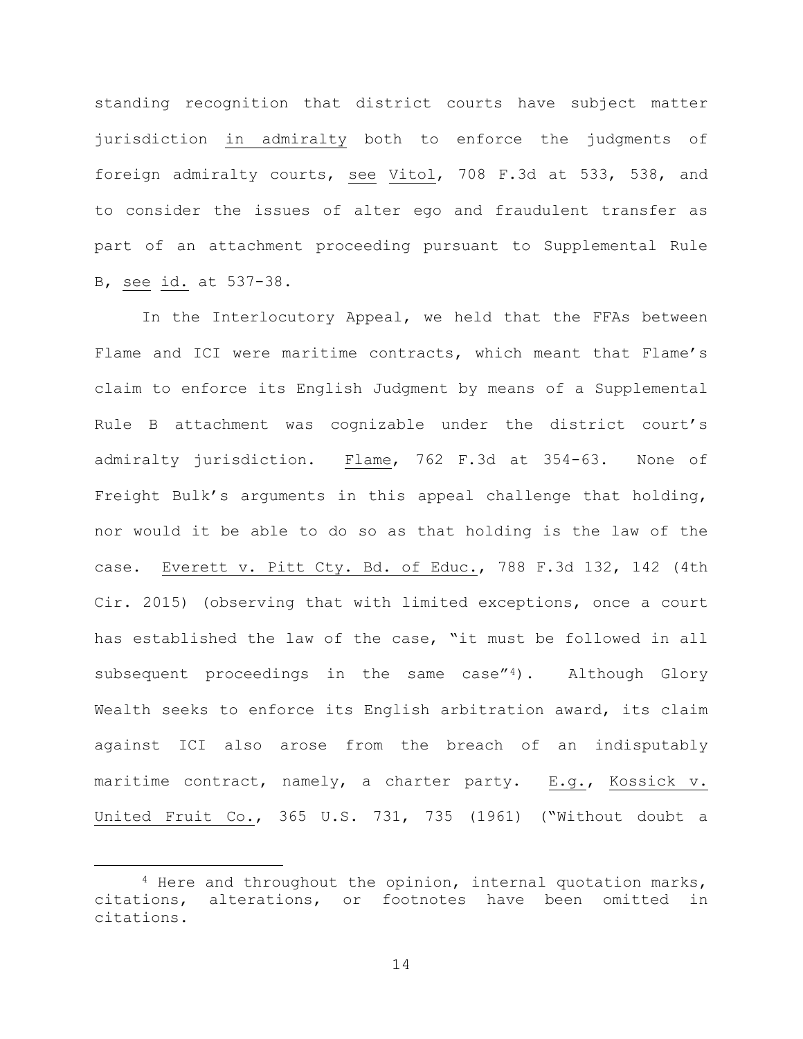standing recognition that district courts have subject matter jurisdiction in admiralty both to enforce the judgments of foreign admiralty courts, see Vitol, 708 F.3d at 533, 538, and to consider the issues of alter ego and fraudulent transfer as part of an attachment proceeding pursuant to Supplemental Rule B, see id. at 537-38.

In the Interlocutory Appeal, we held that the FFAs between Flame and ICI were maritime contracts, which meant that Flame's claim to enforce its English Judgment by means of a Supplemental Rule B attachment was cognizable under the district court's admiralty jurisdiction. Flame, 762 F.3d at 354-63. None of Freight Bulk's arguments in this appeal challenge that holding, nor would it be able to do so as that holding is the law of the case. Everett v. Pitt Cty. Bd. of Educ., 788 F.3d 132, 142 (4th Cir. 2015) (observing that with limited exceptions, once a court has established the law of the case, "it must be followed in all subsequent proceedings in the same case"[4]). Although Glory Wealth seeks to enforce its English arbitration award, its claim against ICI also arose from the breach of an indisputably maritime contract, namely, a charter party. E.g., Kossick v. United Fruit Co., 365 U.S. 731, 735 (1961) ("Without doubt a

[4] Here and throughout the opinion, internal quotation marks, citations, alterations, or footnotes have been omitted in citations.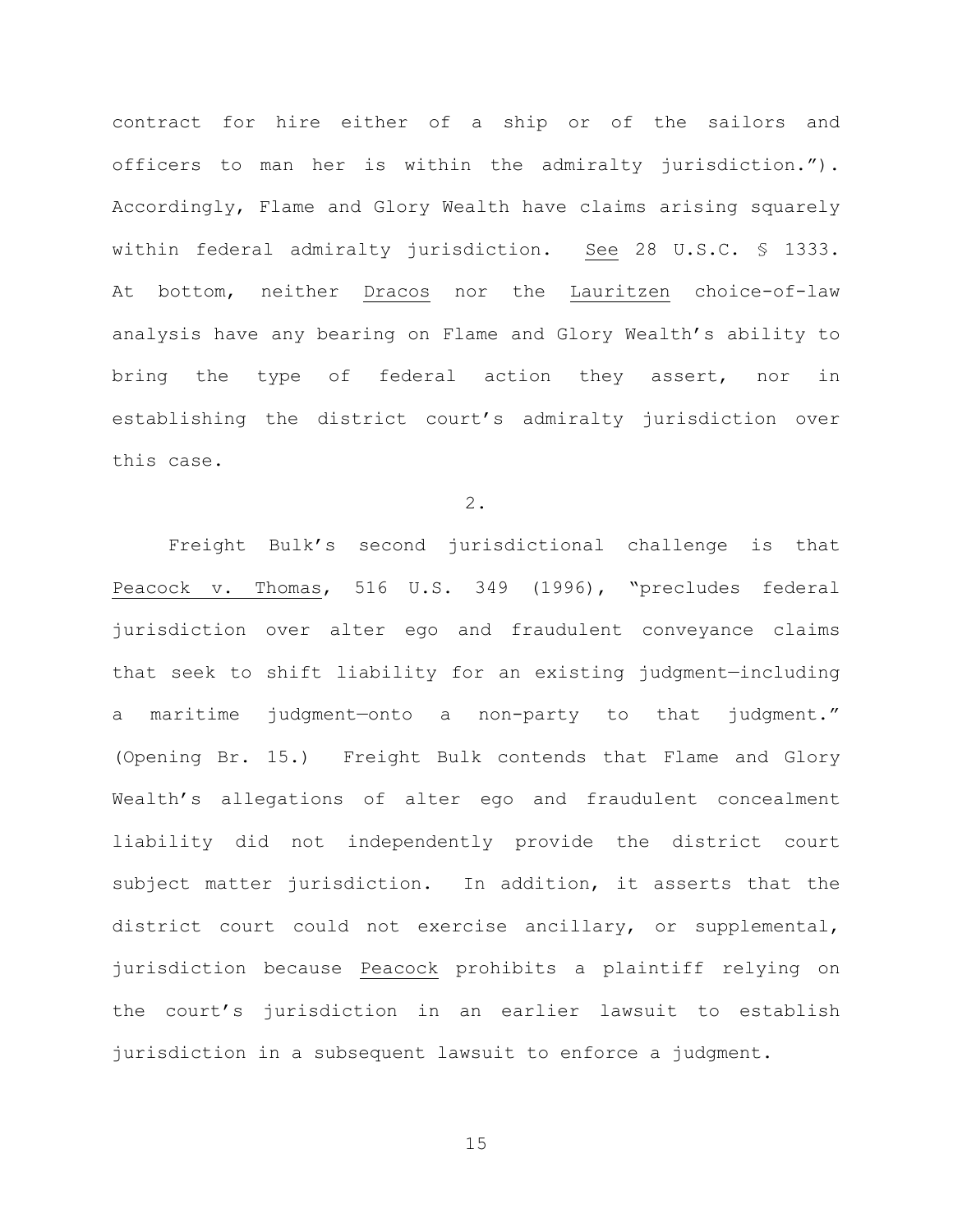contract for hire either of a ship or of the sailors and officers to man her is within the admiralty jurisdiction."). Accordingly, Flame and Glory Wealth have claims arising squarely within federal admiralty jurisdiction. See 28 U.S.C. § 1333. At bottom, neither Dracos nor the Lauritzen choice-of-law analysis have any bearing on Flame and Glory Wealth's ability to bring the type of federal action they assert, nor in establishing the district court's admiralty jurisdiction over this case.

2.

Freight Bulk's second jurisdictional challenge is that Peacock v. Thomas, 516 U.S. 349 (1996), "precludes federal jurisdiction over alter ego and fraudulent conveyance claims that seek to shift liability for an existing judgment—including a maritime judgment—onto a non-party to that judgment." (Opening Br. 15.) Freight Bulk contends that Flame and Glory Wealth's allegations of alter ego and fraudulent concealment liability did not independently provide the district court subject matter jurisdiction. In addition, it asserts that the district court could not exercise ancillary, or supplemental, jurisdiction because Peacock prohibits a plaintiff relying on the court's jurisdiction in an earlier lawsuit to establish jurisdiction in a subsequent lawsuit to enforce a judgment.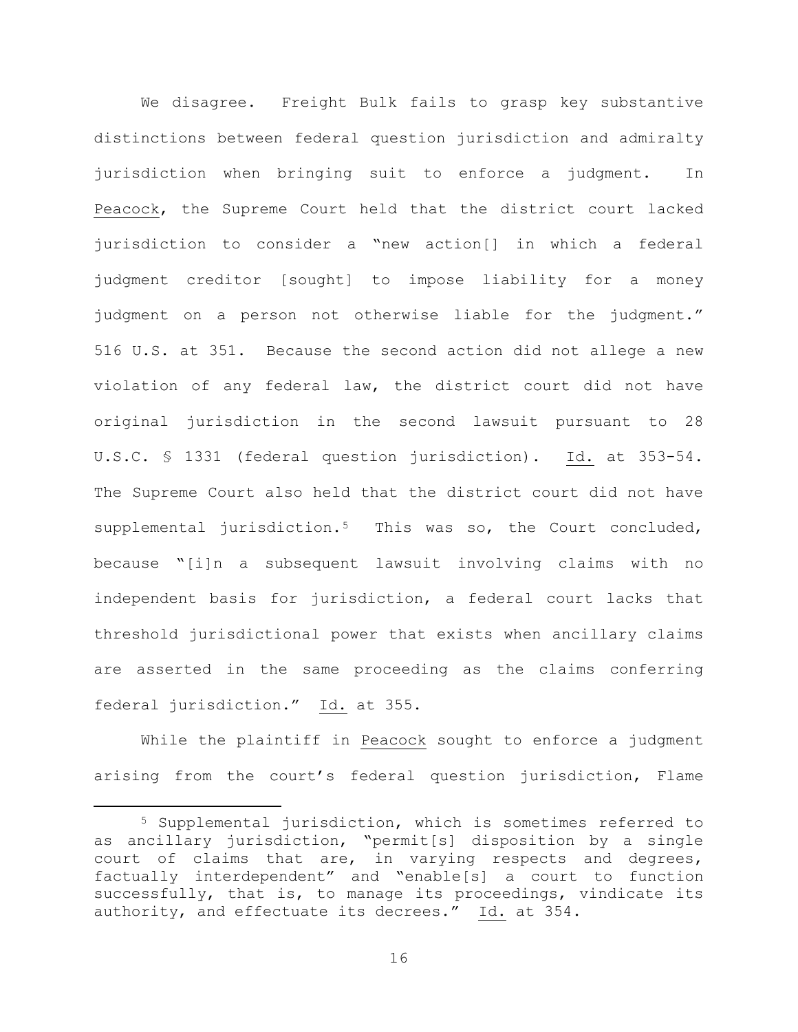We disagree. Freight Bulk fails to grasp key substantive distinctions between federal question jurisdiction and admiralty jurisdiction when bringing suit to enforce a judgment. In Peacock, the Supreme Court held that the district court lacked jurisdiction to consider a "new action[] in which a federal judgment creditor [sought] to impose liability for a money judgment on a person not otherwise liable for the judgment." 516 U.S. at 351. Because the second action did not allege a new violation of any federal law, the district court did not have original jurisdiction in the second lawsuit pursuant to 28 U.S.C. § 1331 (federal question jurisdiction). Id. at 353-54. The Supreme Court also held that the district court did not have supplemental jurisdiction.[5] This was so, the Court concluded, because "[i]n a subsequent lawsuit involving claims with no independent basis for jurisdiction, a federal court lacks that threshold jurisdictional power that exists when ancillary claims are asserted in the same proceeding as the claims conferring federal jurisdiction." Id. at 355.

While the plaintiff in Peacock sought to enforce a judgment arising from the court's federal question jurisdiction, Flame

---

[5] Supplemental jurisdiction, which is sometimes referred to as ancillary jurisdiction, "permit[s] disposition by a single court of claims that are, in varying respects and degrees, factually interdependent" and "enable[s] a court to function successfully, that is, to manage its proceedings, vindicate its authority, and effectuate its decrees." Id. at 354.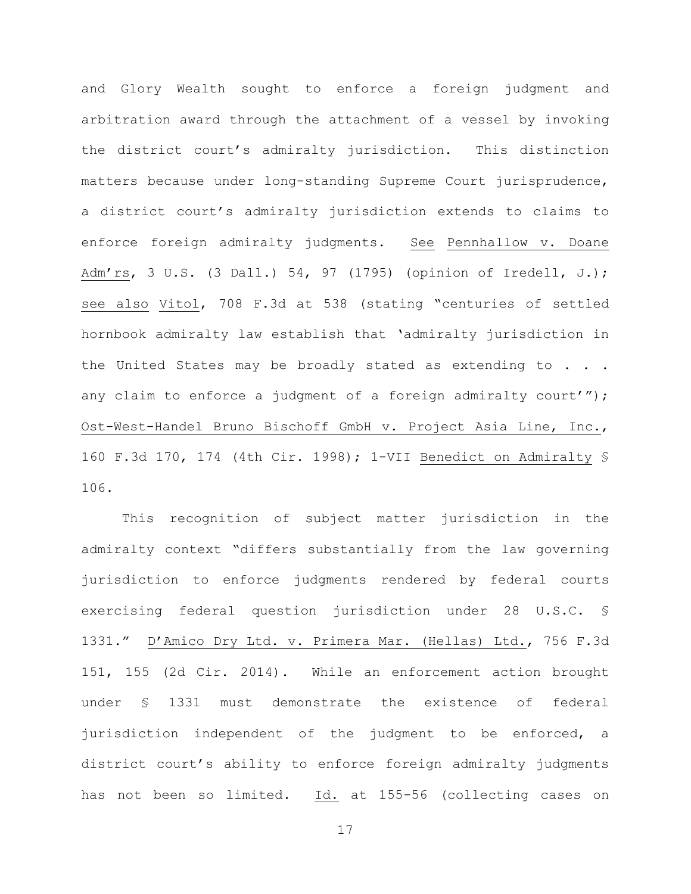and Glory Wealth sought to enforce a foreign judgment and arbitration award through the attachment of a vessel by invoking the district court's admiralty jurisdiction. This distinction matters because under long-standing Supreme Court jurisprudence, a district court's admiralty jurisdiction extends to claims to enforce foreign admiralty judgments. See Pennhallow v. Doane Adm'rs, 3 U.S. (3 Dall.) 54, 97 (1795) (opinion of Iredell, J.); see also Vitol, 708 F.3d at 538 (stating "centuries of settled hornbook admiralty law establish that 'admiralty jurisdiction in the United States may be broadly stated as extending to . . . any claim to enforce a judgment of a foreign admiralty court'"); Ost-West-Handel Bruno Bischoff GmbH v. Project Asia Line, Inc., 160 F.3d 170, 174 (4th Cir. 1998); 1-VII Benedict on Admiralty § 106.

This recognition of subject matter jurisdiction in the admiralty context "differs substantially from the law governing jurisdiction to enforce judgments rendered by federal courts exercising federal question jurisdiction under 28 U.S.C. § 1331." D'Amico Dry Ltd. v. Primera Mar. (Hellas) Ltd., 756 F.3d 151, 155 (2d Cir. 2014). While an enforcement action brought under § 1331 must demonstrate the existence of federal jurisdiction independent of the judgment to be enforced, a district court's ability to enforce foreign admiralty judgments has not been so limited. Id. at 155-56 (collecting cases on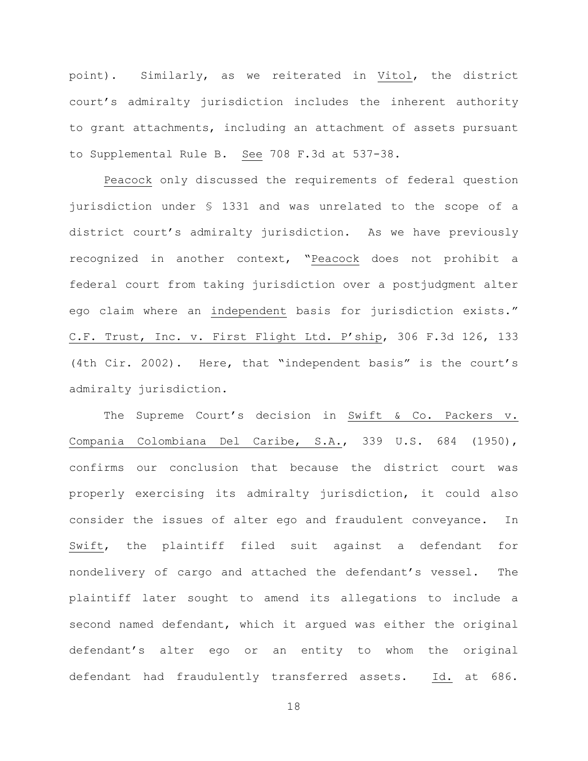point). Similarly, as we reiterated in Vitol, the district court's admiralty jurisdiction includes the inherent authority to grant attachments, including an attachment of assets pursuant to Supplemental Rule B. See 708 F.3d at 537-38.

Peacock only discussed the requirements of federal question jurisdiction under § 1331 and was unrelated to the scope of a district court's admiralty jurisdiction. As we have previously recognized in another context, "Peacock does not prohibit a federal court from taking jurisdiction over a postjudgment alter ego claim where an independent basis for jurisdiction exists." C.F. Trust, Inc. v. First Flight Ltd. P'ship, 306 F.3d 126, 133 (4th Cir. 2002). Here, that "independent basis" is the court's admiralty jurisdiction.

The Supreme Court's decision in Swift & Co. Packers v. Compania Colombiana Del Caribe, S.A., 339 U.S. 684 (1950), confirms our conclusion that because the district court was properly exercising its admiralty jurisdiction, it could also consider the issues of alter ego and fraudulent conveyance. In Swift, the plaintiff filed suit against a defendant for nondelivery of cargo and attached the defendant's vessel. The plaintiff later sought to amend its allegations to include a second named defendant, which it argued was either the original defendant's alter ego or an entity to whom the original defendant had fraudulently transferred assets. Id. at 686.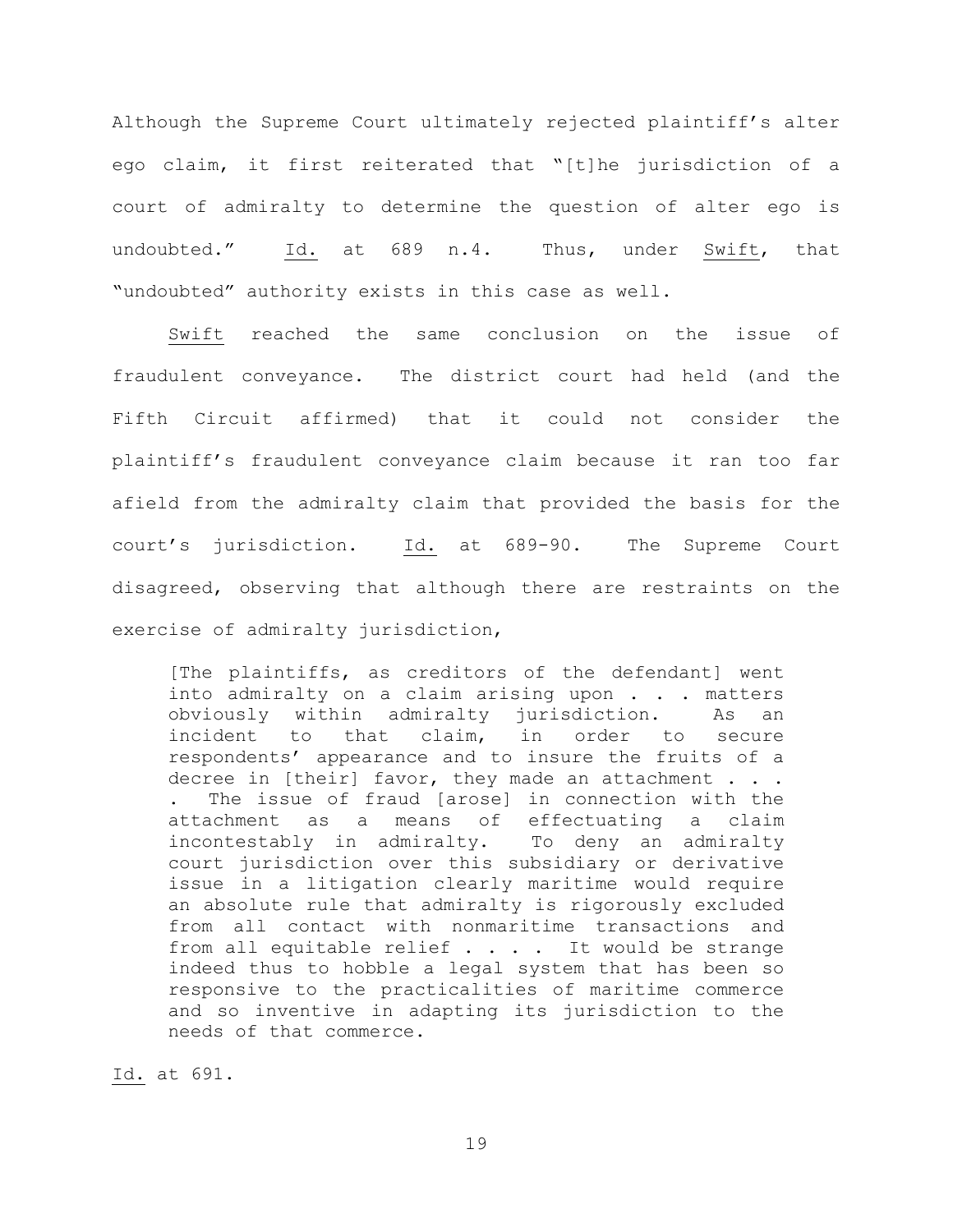Although the Supreme Court ultimately rejected plaintiff's alter ego claim, it first reiterated that "[t]he jurisdiction of a court of admiralty to determine the question of alter ego is undoubted." Id. at 689 n.4. Thus, under Swift, that "undoubted" authority exists in this case as well.

Swift reached the same conclusion on the issue of fraudulent conveyance. The district court had held (and the Fifth Circuit affirmed) that it could not consider the plaintiff's fraudulent conveyance claim because it ran too far afield from the admiralty claim that provided the basis for the court's jurisdiction. Id. at 689-90. The Supreme Court disagreed, observing that although there are restraints on the exercise of admiralty jurisdiction,

> [The plaintiffs, as creditors of the defendant] went into admiralty on a claim arising upon . . . matters obviously within admiralty jurisdiction. As an incident to that claim, in order to secure respondents' appearance and to insure the fruits of a decree in [their] favor, they made an attachment . . . . The issue of fraud [arose] in connection with the attachment as a means of effectuating a claim incontestably in admiralty. To deny an admiralty court jurisdiction over this subsidiary or derivative issue in a litigation clearly maritime would require an absolute rule that admiralty is rigorously excluded from all contact with nonmaritime transactions and from all equitable relief . . . . It would be strange indeed thus to hobble a legal system that has been so responsive to the practicalities of maritime commerce and so inventive in adapting its jurisdiction to the needs of that commerce.

Id. at 691.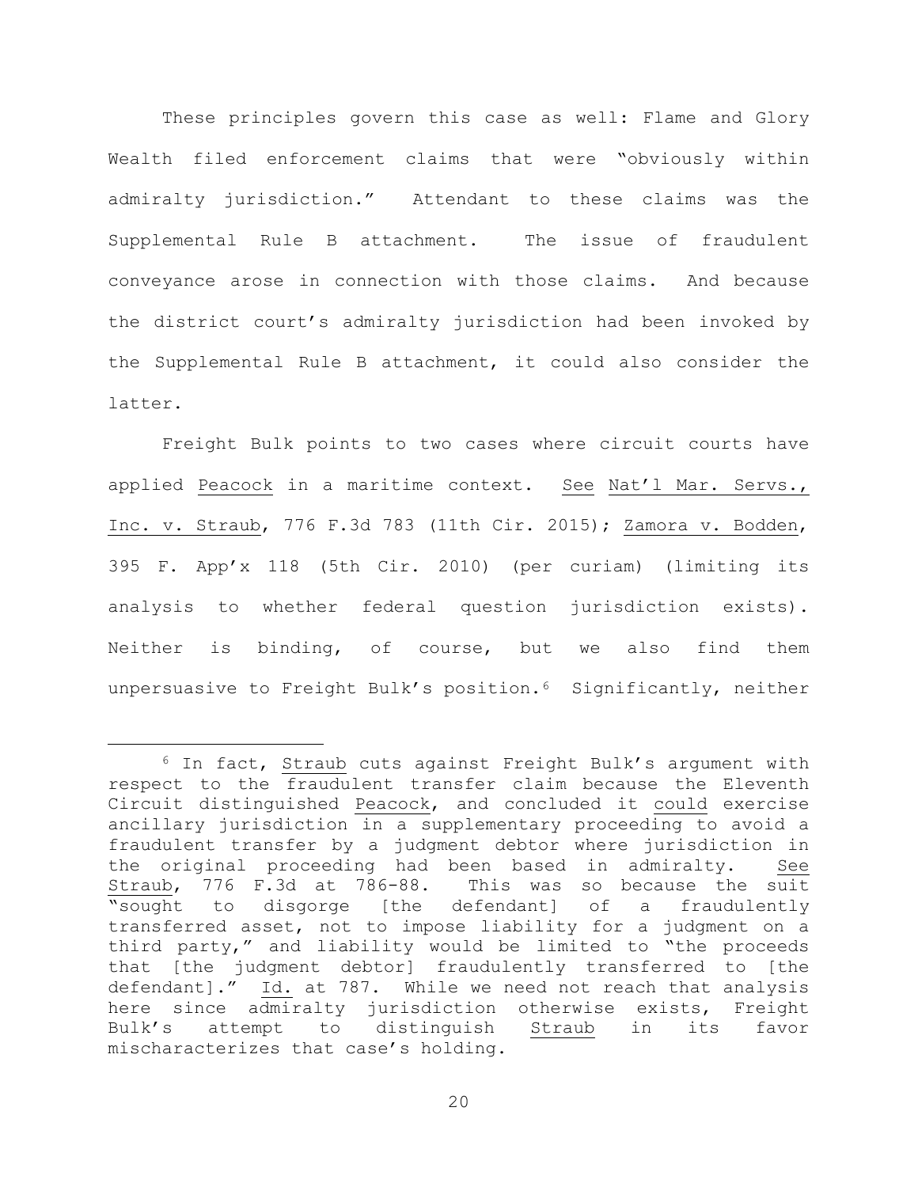These principles govern this case as well: Flame and Glory Wealth filed enforcement claims that were "obviously within admiralty jurisdiction." Attendant to these claims was the Supplemental Rule B attachment. The issue of fraudulent conveyance arose in connection with those claims. And because the district court's admiralty jurisdiction had been invoked by the Supplemental Rule B attachment, it could also consider the latter.

Freight Bulk points to two cases where circuit courts have applied Peacock in a maritime context. See Nat'l Mar. Servs., Inc. v. Straub, 776 F.3d 783 (11th Cir. 2015); Zamora v. Bodden, 395 F. App'x 118 (5th Cir. 2010) (per curiam) (limiting its analysis to whether federal question jurisdiction exists). Neither is binding, of course, but we also find them unpersuasive to Freight Bulk's position.[6] Significantly, neither

[6] In fact, Straub cuts against Freight Bulk's argument with respect to the fraudulent transfer claim because the Eleventh Circuit distinguished Peacock, and concluded it could exercise ancillary jurisdiction in a supplementary proceeding to avoid a fraudulent transfer by a judgment debtor where jurisdiction in the original proceeding had been based in admiralty. See Straub, 776 F.3d at 786-88. This was so because the suit "sought to disgorge [the defendant] of a fraudulently transferred asset, not to impose liability for a judgment on a third party," and liability would be limited to "the proceeds that [the judgment debtor] fraudulently transferred to [the defendant]." Id. at 787. While we need not reach that analysis here since admiralty jurisdiction otherwise exists, Freight Bulk's attempt to distinguish Straub in its favor mischaracterizes that case's holding.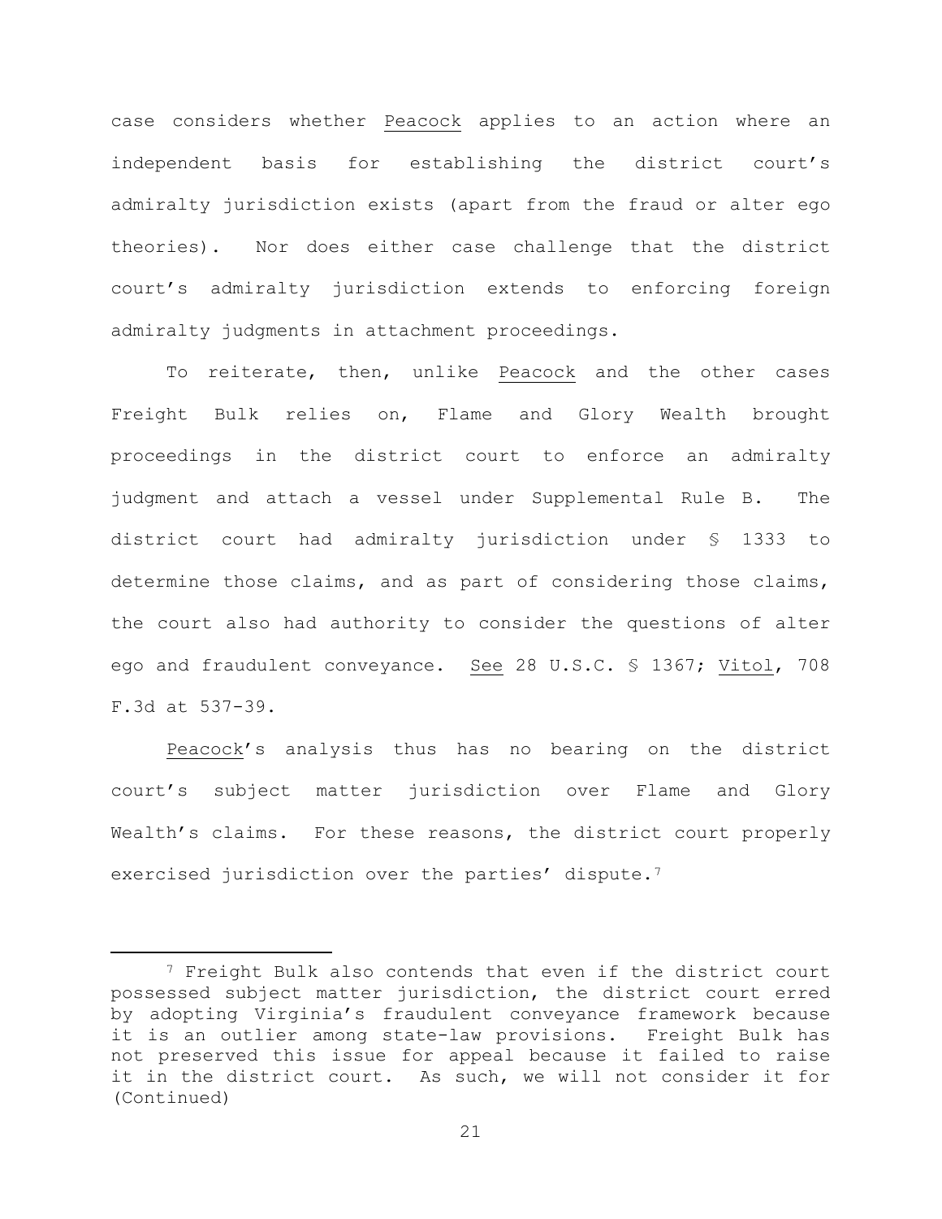case considers whether Peacock applies to an action where an independent basis for establishing the district court's admiralty jurisdiction exists (apart from the fraud or alter ego theories). Nor does either case challenge that the district court's admiralty jurisdiction extends to enforcing foreign admiralty judgments in attachment proceedings.

To reiterate, then, unlike Peacock and the other cases Freight Bulk relies on, Flame and Glory Wealth brought proceedings in the district court to enforce an admiralty judgment and attach a vessel under Supplemental Rule B. The district court had admiralty jurisdiction under § 1333 to determine those claims, and as part of considering those claims, the court also had authority to consider the questions of alter ego and fraudulent conveyance. See 28 U.S.C. § 1367; Vitol, 708 F.3d at 537-39.

Peacock's analysis thus has no bearing on the district court's subject matter jurisdiction over Flame and Glory Wealth's claims. For these reasons, the district court properly exercised jurisdiction over the parties' dispute.[7]

---

[7] Freight Bulk also contends that even if the district court possessed subject matter jurisdiction, the district court erred by adopting Virginia's fraudulent conveyance framework because it is an outlier among state-law provisions. Freight Bulk has not preserved this issue for appeal because it failed to raise it in the district court. As such, we will not consider it for (Continued)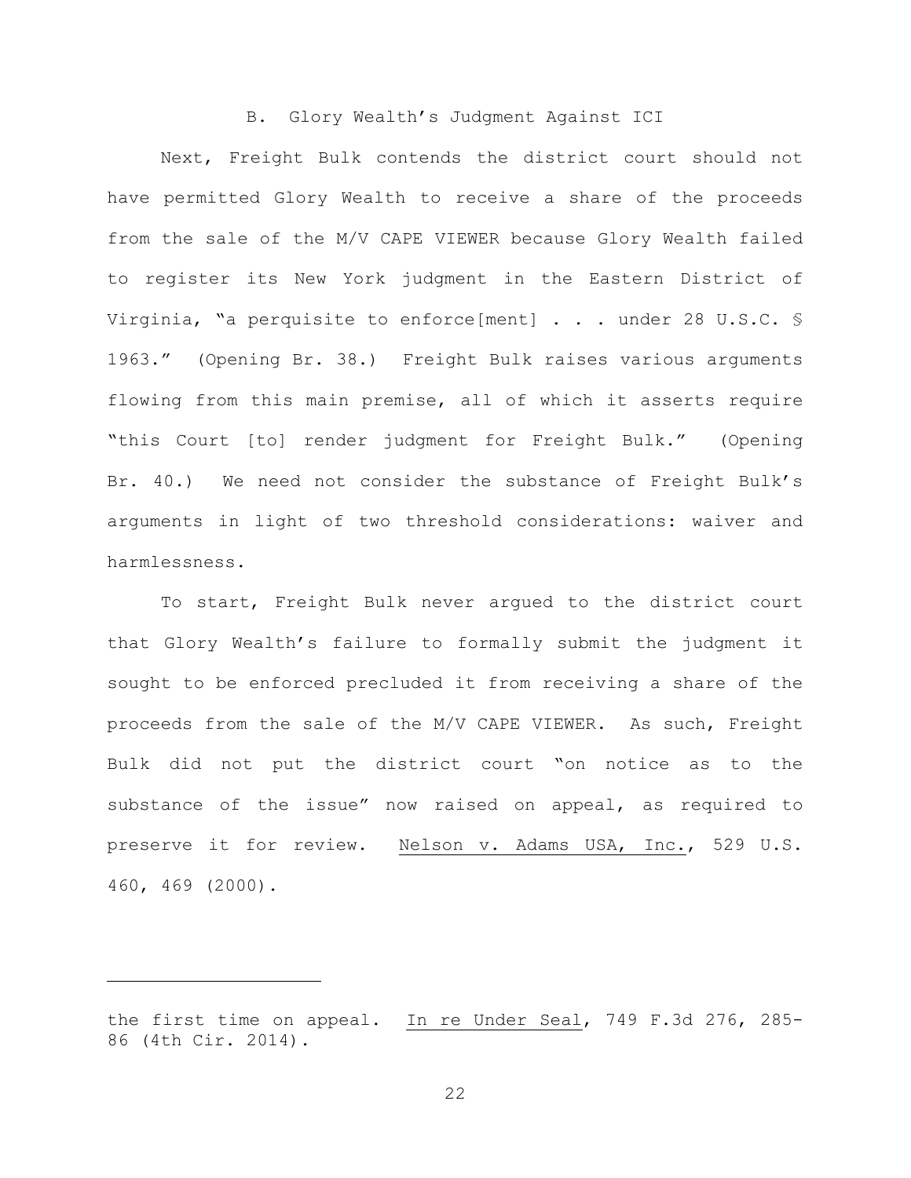### B. Glory Wealth's Judgment Against ICI

Next, Freight Bulk contends the district court should not have permitted Glory Wealth to receive a share of the proceeds from the sale of the M/V CAPE VIEWER because Glory Wealth failed to register its New York judgment in the Eastern District of Virginia, "a perquisite to enforce[ment] . . . under 28 U.S.C. § 1963." (Opening Br. 38.) Freight Bulk raises various arguments flowing from this main premise, all of which it asserts require "this Court [to] render judgment for Freight Bulk." (Opening Br. 40.) We need not consider the substance of Freight Bulk's arguments in light of two threshold considerations: waiver and harmlessness.

To start, Freight Bulk never argued to the district court that Glory Wealth's failure to formally submit the judgment it sought to be enforced precluded it from receiving a share of the proceeds from the sale of the M/V CAPE VIEWER. As such, Freight Bulk did not put the district court "on notice as to the substance of the issue" now raised on appeal, as required to preserve it for review. Nelson v. Adams USA, Inc., 529 U.S. 460, 469 (2000).

---

the first time on appeal. In re Under Seal, 749 F.3d 276, 285-86 (4th Cir. 2014).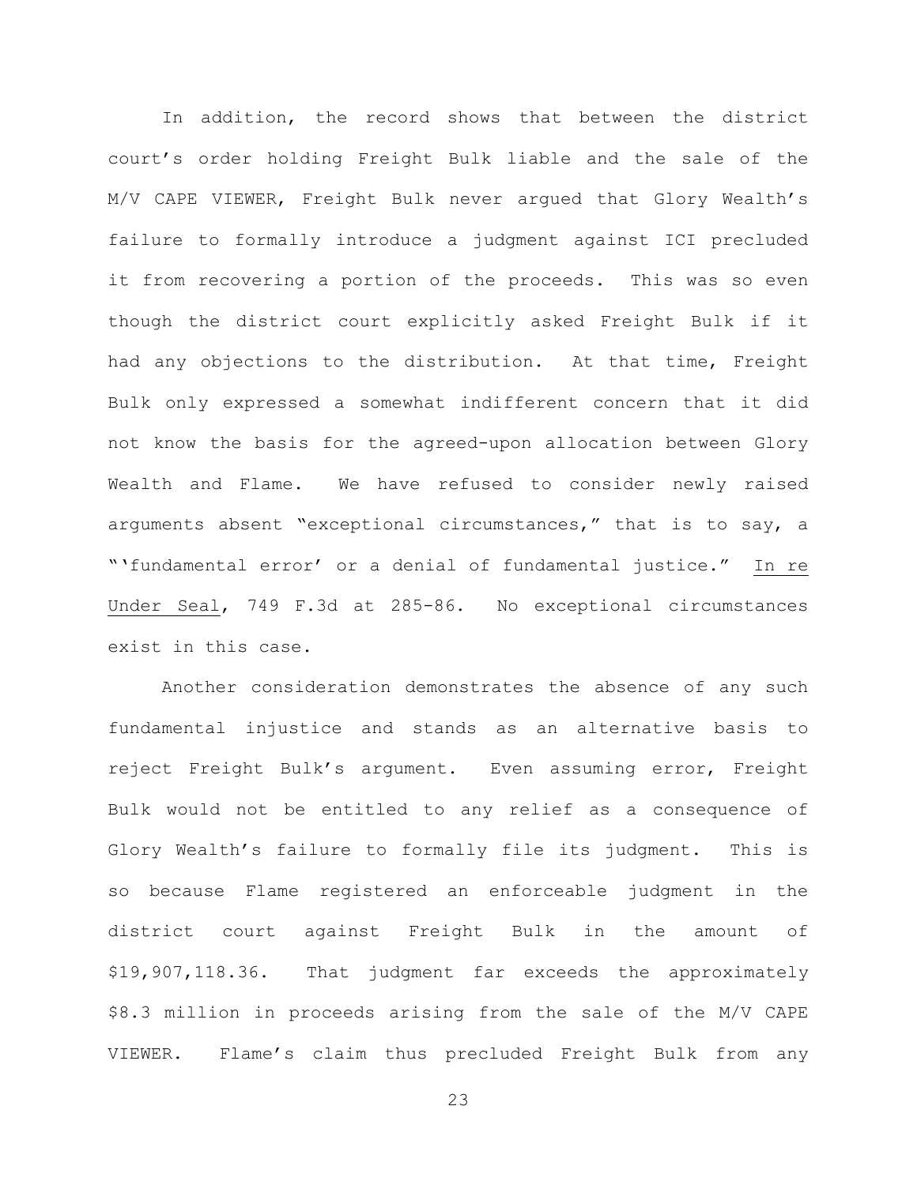In addition, the record shows that between the district court's order holding Freight Bulk liable and the sale of the M/V CAPE VIEWER, Freight Bulk never argued that Glory Wealth's failure to formally introduce a judgment against ICI precluded it from recovering a portion of the proceeds. This was so even though the district court explicitly asked Freight Bulk if it had any objections to the distribution. At that time, Freight Bulk only expressed a somewhat indifferent concern that it did not know the basis for the agreed-upon allocation between Glory Wealth and Flame. We have refused to consider newly raised arguments absent "exceptional circumstances," that is to say, a "'fundamental error' or a denial of fundamental justice." In re Under Seal, 749 F.3d at 285-86. No exceptional circumstances exist in this case.

Another consideration demonstrates the absence of any such fundamental injustice and stands as an alternative basis to reject Freight Bulk's argument. Even assuming error, Freight Bulk would not be entitled to any relief as a consequence of Glory Wealth's failure to formally file its judgment. This is so because Flame registered an enforceable judgment in the district court against Freight Bulk in the amount of $19,907,118.36. That judgment far exceeds the approximately $8.3 million in proceeds arising from the sale of the M/V CAPE VIEWER. Flame's claim thus precluded Freight Bulk from any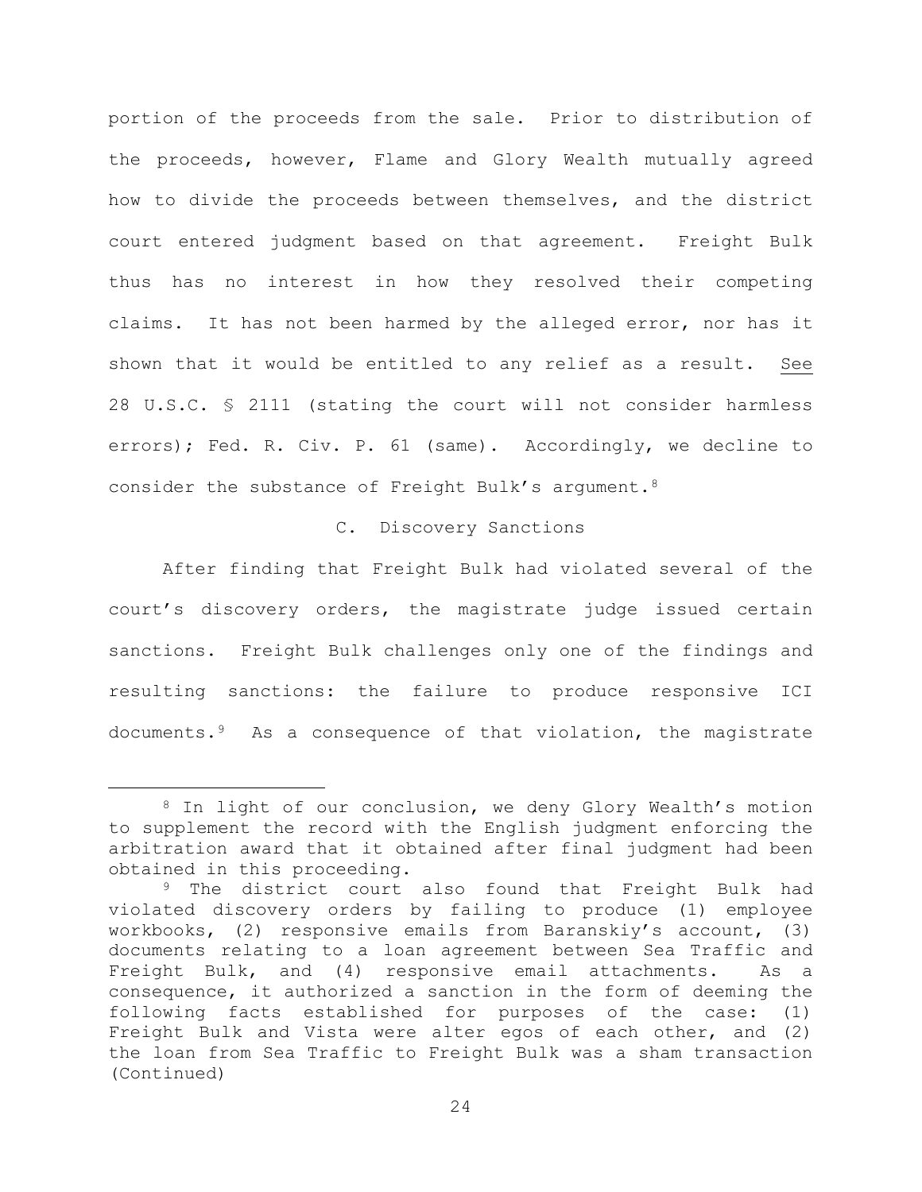portion of the proceeds from the sale. Prior to distribution of the proceeds, however, Flame and Glory Wealth mutually agreed how to divide the proceeds between themselves, and the district court entered judgment based on that agreement. Freight Bulk thus has no interest in how they resolved their competing claims. It has not been harmed by the alleged error, nor has it shown that it would be entitled to any relief as a result. See 28 U.S.C. § 2111 (stating the court will not consider harmless errors); Fed. R. Civ. P. 61 (same). Accordingly, we decline to consider the substance of Freight Bulk's argument.[8]

C. Discovery Sanctions

After finding that Freight Bulk had violated several of the court's discovery orders, the magistrate judge issued certain sanctions. Freight Bulk challenges only one of the findings and resulting sanctions: the failure to produce responsive ICI documents.[9] As a consequence of that violation, the magistrate

---

[8] In light of our conclusion, we deny Glory Wealth's motion to supplement the record with the English judgment enforcing the arbitration award that it obtained after final judgment had been obtained in this proceeding.

[9] The district court also found that Freight Bulk had violated discovery orders by failing to produce (1) employee workbooks, (2) responsive emails from Baranskiy's account, (3) documents relating to a loan agreement between Sea Traffic and Freight Bulk, and (4) responsive email attachments. As a consequence, it authorized a sanction in the form of deeming the following facts established for purposes of the case: (1) Freight Bulk and Vista were alter egos of each other, and (2) the loan from Sea Traffic to Freight Bulk was a sham transaction (Continued)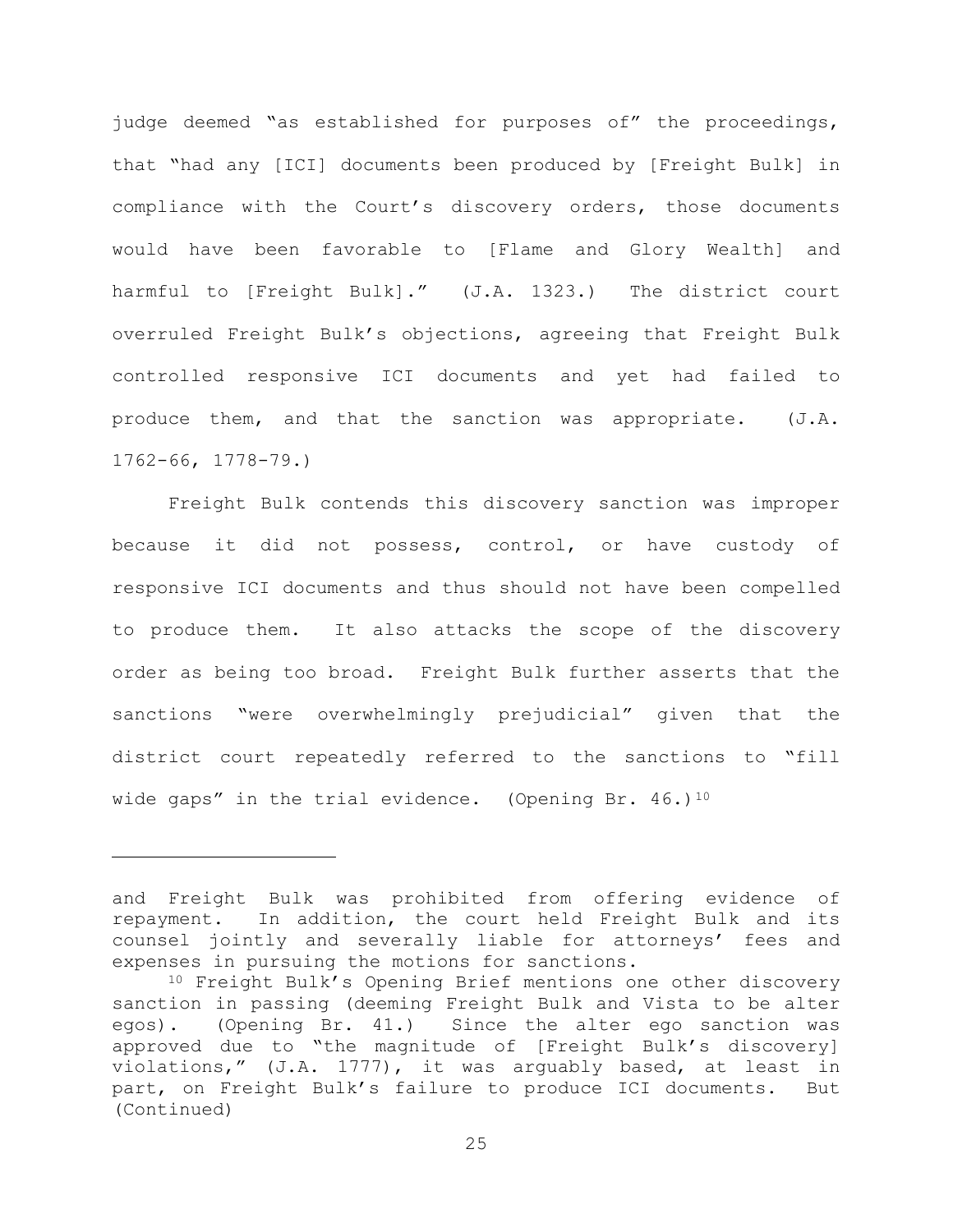judge deemed "as established for purposes of" the proceedings, that "had any [ICI] documents been produced by [Freight Bulk] in compliance with the Court's discovery orders, those documents would have been favorable to [Flame and Glory Wealth] and harmful to [Freight Bulk]." (J.A. 1323.) The district court overruled Freight Bulk's objections, agreeing that Freight Bulk controlled responsive ICI documents and yet had failed to produce them, and that the sanction was appropriate. (J.A. 1762-66, 1778-79.)

Freight Bulk contends this discovery sanction was improper because it did not possess, control, or have custody of responsive ICI documents and thus should not have been compelled to produce them. It also attacks the scope of the discovery order as being too broad. Freight Bulk further asserts that the sanctions "were overwhelmingly prejudicial" given that the district court repeatedly referred to the sanctions to "fill wide gaps" in the trial evidence. (Opening Br. 46.)[10]

---

and Freight Bulk was prohibited from offering evidence of repayment. In addition, the court held Freight Bulk and its counsel jointly and severally liable for attorneys' fees and expenses in pursuing the motions for sanctions.

[10] Freight Bulk's Opening Brief mentions one other discovery sanction in passing (deeming Freight Bulk and Vista to be alter egos). (Opening Br. 41.) Since the alter ego sanction was approved due to "the magnitude of [Freight Bulk's discovery] violations," (J.A. 1777), it was arguably based, at least in part, on Freight Bulk's failure to produce ICI documents. But (Continued)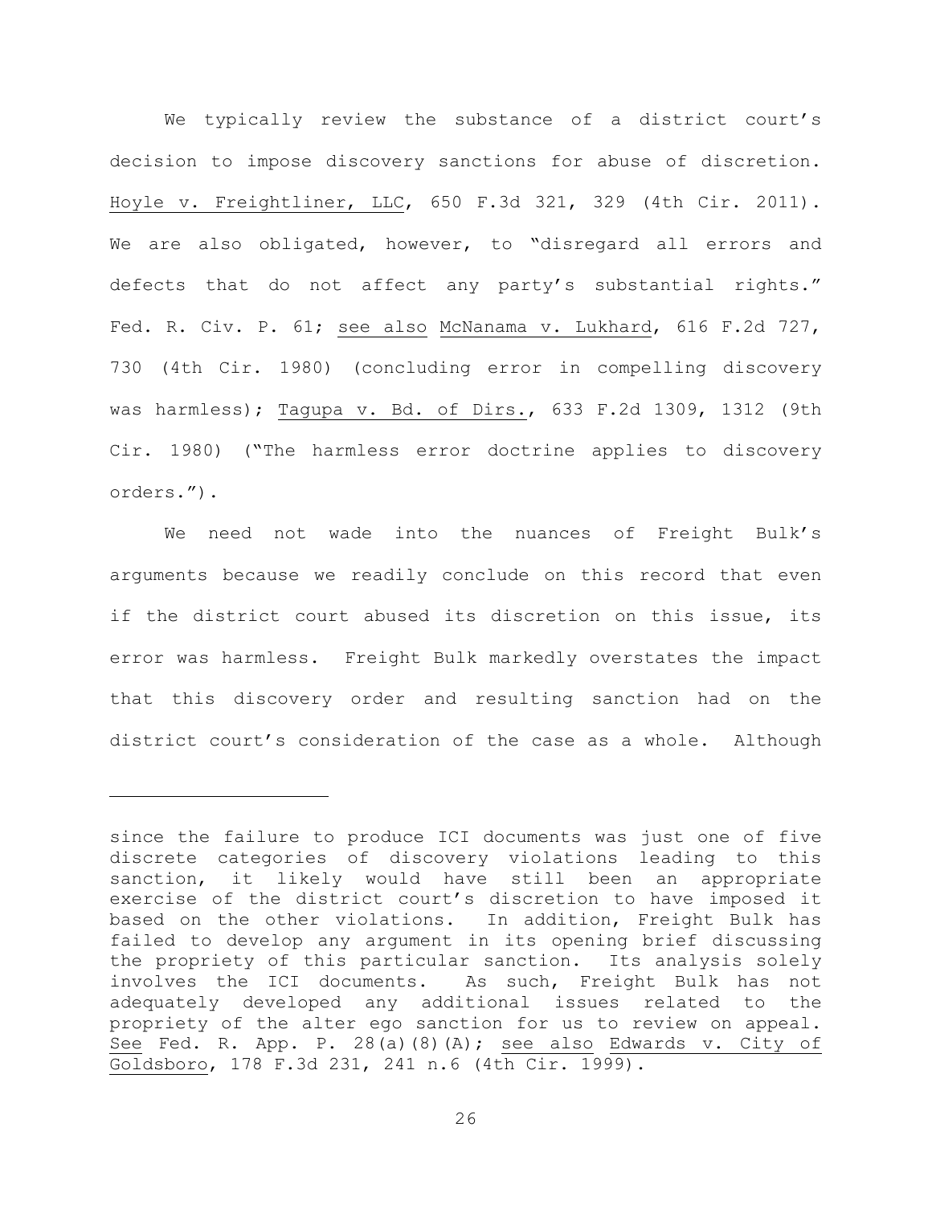We typically review the substance of a district court's decision to impose discovery sanctions for abuse of discretion. Hoyle v. Freightliner, LLC, 650 F.3d 321, 329 (4th Cir. 2011). We are also obligated, however, to "disregard all errors and defects that do not affect any party's substantial rights." Fed. R. Civ. P. 61; see also McNanama v. Lukhard, 616 F.2d 727, 730 (4th Cir. 1980) (concluding error in compelling discovery was harmless); Tagupa v. Bd. of Dirs., 633 F.2d 1309, 1312 (9th Cir. 1980) ("The harmless error doctrine applies to discovery orders.").

We need not wade into the nuances of Freight Bulk's arguments because we readily conclude on this record that even if the district court abused its discretion on this issue, its error was harmless. Freight Bulk markedly overstates the impact that this discovery order and resulting sanction had on the district court's consideration of the case as a whole. Although

---

since the failure to produce ICI documents was just one of five discrete categories of discovery violations leading to this sanction, it likely would have still been an appropriate exercise of the district court's discretion to have imposed it based on the other violations. In addition, Freight Bulk has failed to develop any argument in its opening brief discussing the propriety of this particular sanction. Its analysis solely involves the ICI documents. As such, Freight Bulk has not adequately developed any additional issues related to the propriety of the alter ego sanction for us to review on appeal. See Fed. R. App. P. 28(a)(8)(A); see also Edwards v. City of Goldsboro, 178 F.3d 231, 241 n.6 (4th Cir. 1999).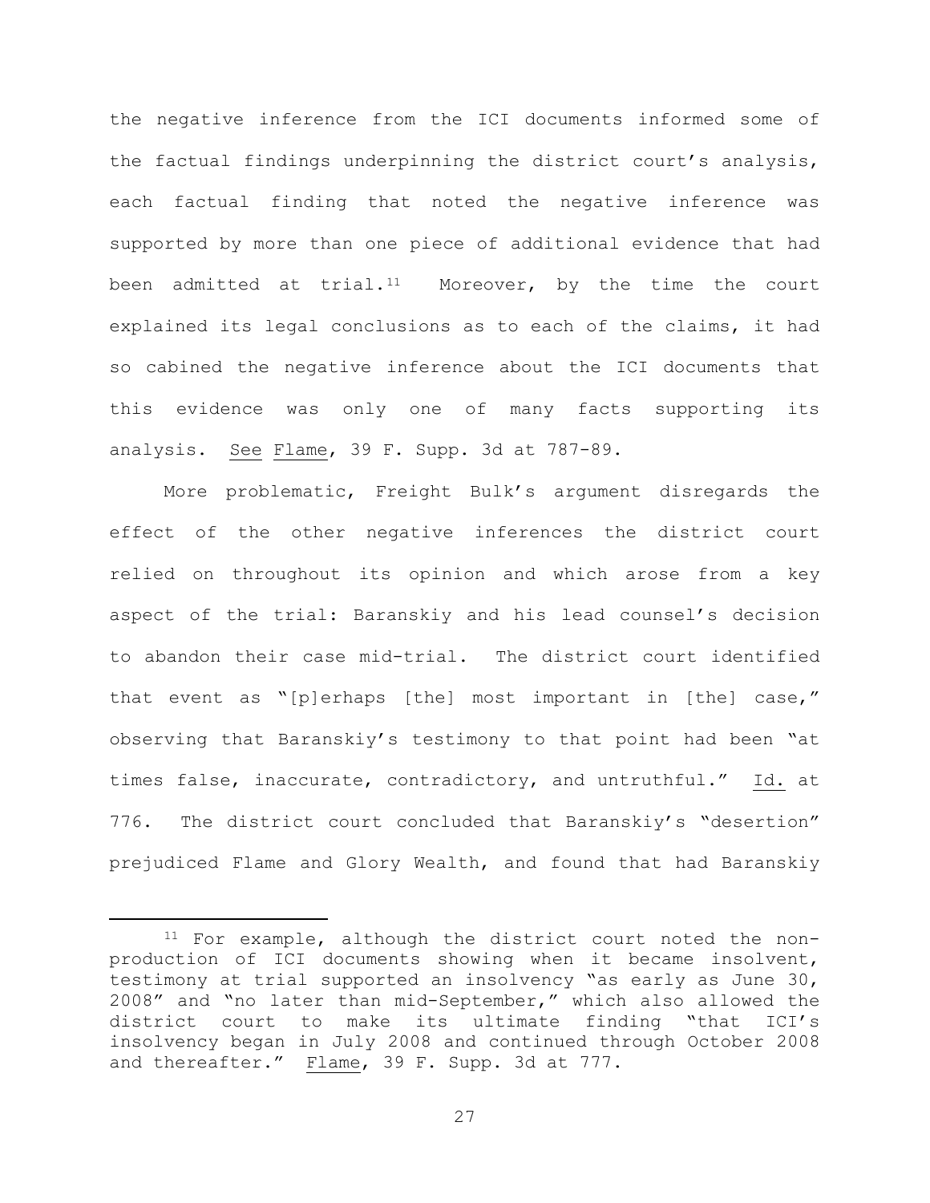the negative inference from the ICI documents informed some of the factual findings underpinning the district court's analysis, each factual finding that noted the negative inference was supported by more than one piece of additional evidence that had been admitted at trial.[11] Moreover, by the time the court explained its legal conclusions as to each of the claims, it had so cabined the negative inference about the ICI documents that this evidence was only one of many facts supporting its analysis. See Flame, 39 F. Supp. 3d at 787-89.

More problematic, Freight Bulk's argument disregards the effect of the other negative inferences the district court relied on throughout its opinion and which arose from a key aspect of the trial: Baranskiy and his lead counsel's decision to abandon their case mid-trial. The district court identified that event as "[p]erhaps [the] most important in [the] case," observing that Baranskiy's testimony to that point had been "at times false, inaccurate, contradictory, and untruthful." Id. at 776. The district court concluded that Baranskiy's "desertion" prejudiced Flame and Glory Wealth, and found that had Baranskiy

---

[11] For example, although the district court noted the non-production of ICI documents showing when it became insolvent, testimony at trial supported an insolvency "as early as June 30, 2008" and "no later than mid-September," which also allowed the district court to make its ultimate finding "that ICI's insolvency began in July 2008 and continued through October 2008 and thereafter." Flame, 39 F. Supp. 3d at 777.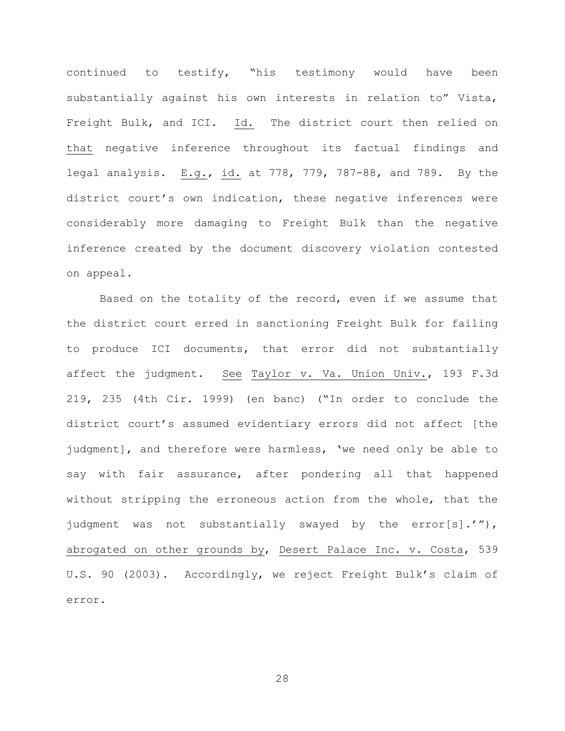continued to testify, "his testimony would have been substantially against his own interests in relation to" Vista, Freight Bulk, and ICI. Id. The district court then relied on that negative inference throughout its factual findings and legal analysis. E.g., id. at 778, 779, 787-88, and 789. By the district court's own indication, these negative inferences were considerably more damaging to Freight Bulk than the negative inference created by the document discovery violation contested on appeal.

Based on the totality of the record, even if we assume that the district court erred in sanctioning Freight Bulk for failing to produce ICI documents, that error did not substantially affect the judgment. See Taylor v. Va. Union Univ., 193 F.3d 219, 235 (4th Cir. 1999) (en banc) ("In order to conclude the district court's assumed evidentiary errors did not affect [the judgment], and therefore were harmless, 'we need only be able to say with fair assurance, after pondering all that happened without stripping the erroneous action from the whole, that the judgment was not substantially swayed by the error[s].'"), abrogated on other grounds by, Desert Palace Inc. v. Costa, 539 U.S. 90 (2003). Accordingly, we reject Freight Bulk's claim of error.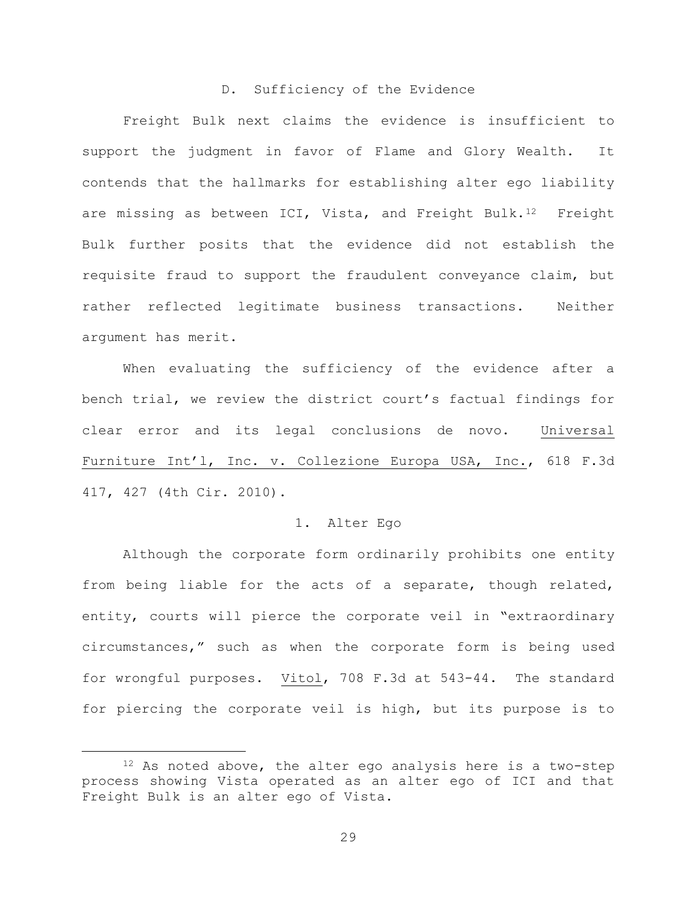### D. Sufficiency of the Evidence

Freight Bulk next claims the evidence is insufficient to support the judgment in favor of Flame and Glory Wealth. It contends that the hallmarks for establishing alter ego liability are missing as between ICI, Vista, and Freight Bulk.[12] Freight Bulk further posits that the evidence did not establish the requisite fraud to support the fraudulent conveyance claim, but rather reflected legitimate business transactions. Neither argument has merit.

When evaluating the sufficiency of the evidence after a bench trial, we review the district court's factual findings for clear error and its legal conclusions de novo. Universal Furniture Int'l, Inc. v. Collezione Europa USA, Inc., 618 F.3d 417, 427 (4th Cir. 2010).

#### 1. Alter Ego

Although the corporate form ordinarily prohibits one entity from being liable for the acts of a separate, though related, entity, courts will pierce the corporate veil in "extraordinary circumstances," such as when the corporate form is being used for wrongful purposes. Vitol, 708 F.3d at 543-44. The standard for piercing the corporate veil is high, but its purpose is to

---

[12] As noted above, the alter ego analysis here is a two-step process showing Vista operated as an alter ego of ICI and that Freight Bulk is an alter ego of Vista.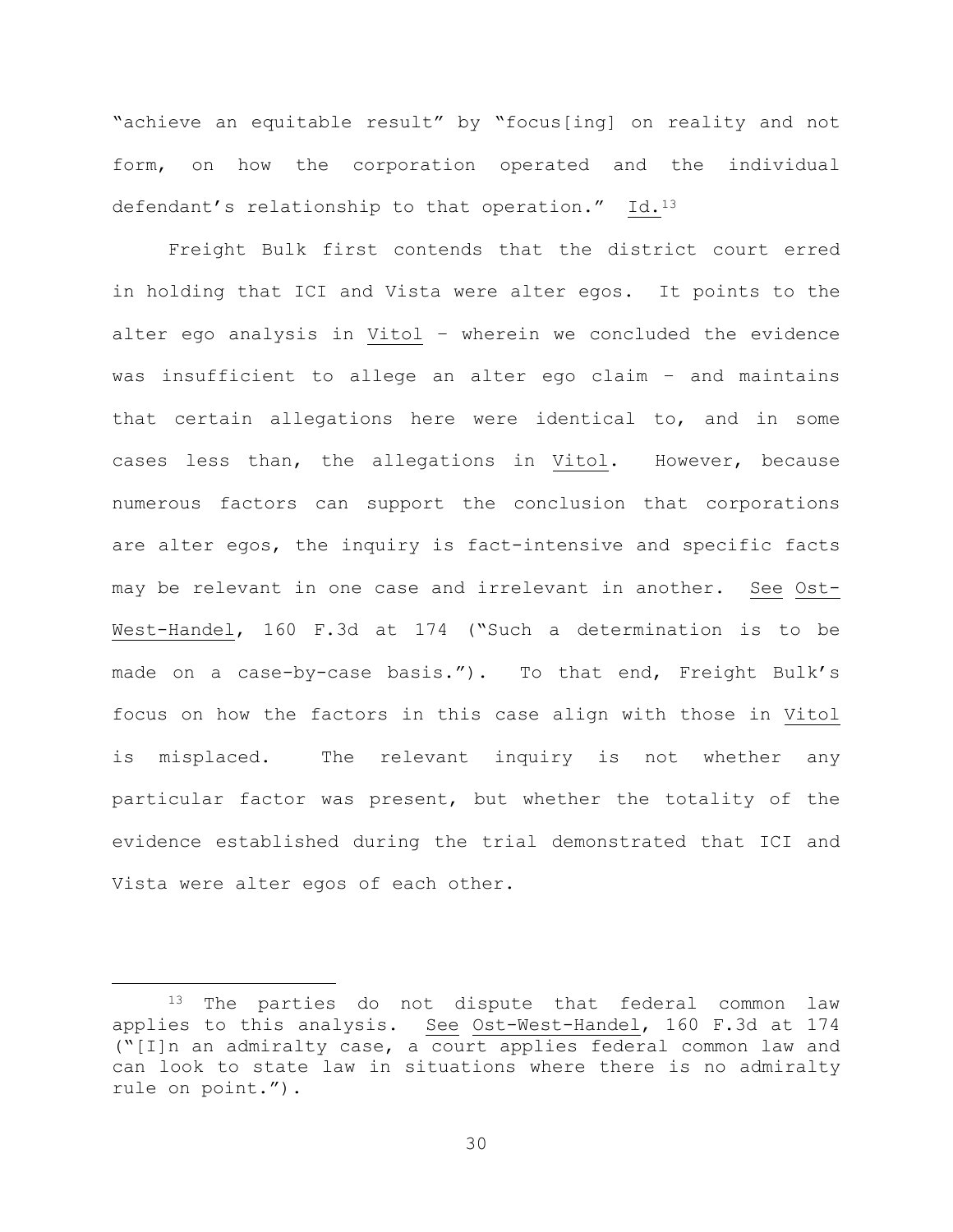"achieve an equitable result" by "focus[ing] on reality and not form, on how the corporation operated and the individual defendant's relationship to that operation." Id.[13]

Freight Bulk first contends that the district court erred in holding that ICI and Vista were alter egos. It points to the alter ego analysis in Vitol – wherein we concluded the evidence was insufficient to allege an alter ego claim – and maintains that certain allegations here were identical to, and in some cases less than, the allegations in Vitol. However, because numerous factors can support the conclusion that corporations are alter egos, the inquiry is fact-intensive and specific facts may be relevant in one case and irrelevant in another. See Ost-West-Handel, 160 F.3d at 174 ("Such a determination is to be made on a case-by-case basis."). To that end, Freight Bulk's focus on how the factors in this case align with those in Vitol is misplaced. The relevant inquiry is not whether any particular factor was present, but whether the totality of the evidence established during the trial demonstrated that ICI and Vista were alter egos of each other.

---

[13] The parties do not dispute that federal common law applies to this analysis. See Ost-West-Handel, 160 F.3d at 174 ("[I]n an admiralty case, a court applies federal common law and can look to state law in situations where there is no admiralty rule on point.").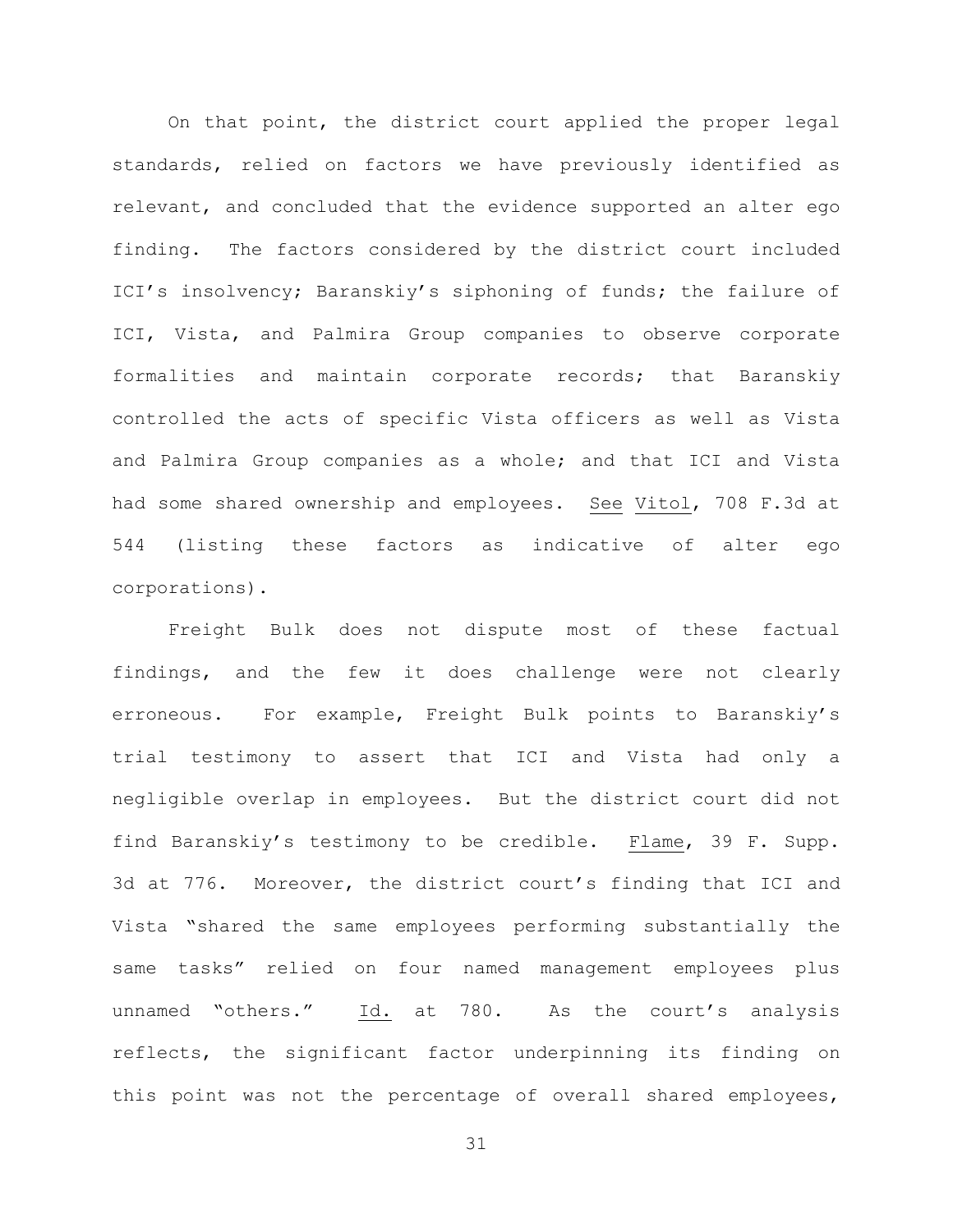On that point, the district court applied the proper legal standards, relied on factors we have previously identified as relevant, and concluded that the evidence supported an alter ego finding. The factors considered by the district court included ICI's insolvency; Baranskiy's siphoning of funds; the failure of ICI, Vista, and Palmira Group companies to observe corporate formalities and maintain corporate records; that Baranskiy controlled the acts of specific Vista officers as well as Vista and Palmira Group companies as a whole; and that ICI and Vista had some shared ownership and employees. See Vitol, 708 F.3d at 544 (listing these factors as indicative of alter ego corporations).

Freight Bulk does not dispute most of these factual findings, and the few it does challenge were not clearly erroneous. For example, Freight Bulk points to Baranskiy's trial testimony to assert that ICI and Vista had only a negligible overlap in employees. But the district court did not find Baranskiy's testimony to be credible. Flame, 39 F. Supp. 3d at 776. Moreover, the district court's finding that ICI and Vista "shared the same employees performing substantially the same tasks" relied on four named management employees plus unnamed "others." Id. at 780. As the court's analysis reflects, the significant factor underpinning its finding on this point was not the percentage of overall shared employees,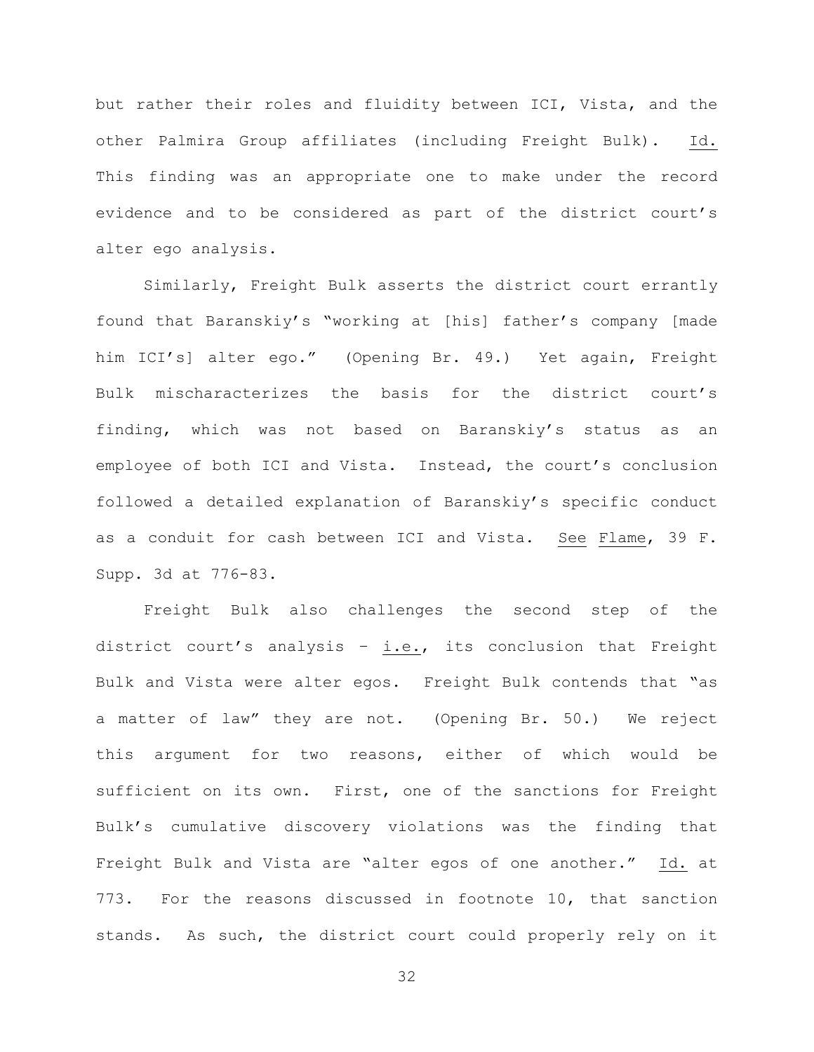but rather their roles and fluidity between ICI, Vista, and the other Palmira Group affiliates (including Freight Bulk). Id. This finding was an appropriate one to make under the record evidence and to be considered as part of the district court's alter ego analysis.

Similarly, Freight Bulk asserts the district court errantly found that Baranskiy's "working at [his] father's company [made him ICI's] alter ego." (Opening Br. 49.) Yet again, Freight Bulk mischaracterizes the basis for the district court's finding, which was not based on Baranskiy's status as an employee of both ICI and Vista. Instead, the court's conclusion followed a detailed explanation of Baranskiy's specific conduct as a conduit for cash between ICI and Vista. See Flame, 39 F. Supp. 3d at 776-83.

Freight Bulk also challenges the second step of the district court's analysis – i.e., its conclusion that Freight Bulk and Vista were alter egos. Freight Bulk contends that "as a matter of law" they are not. (Opening Br. 50.) We reject this argument for two reasons, either of which would be sufficient on its own. First, one of the sanctions for Freight Bulk's cumulative discovery violations was the finding that Freight Bulk and Vista are "alter egos of one another." Id. at 773. For the reasons discussed in footnote 10, that sanction stands. As such, the district court could properly rely on it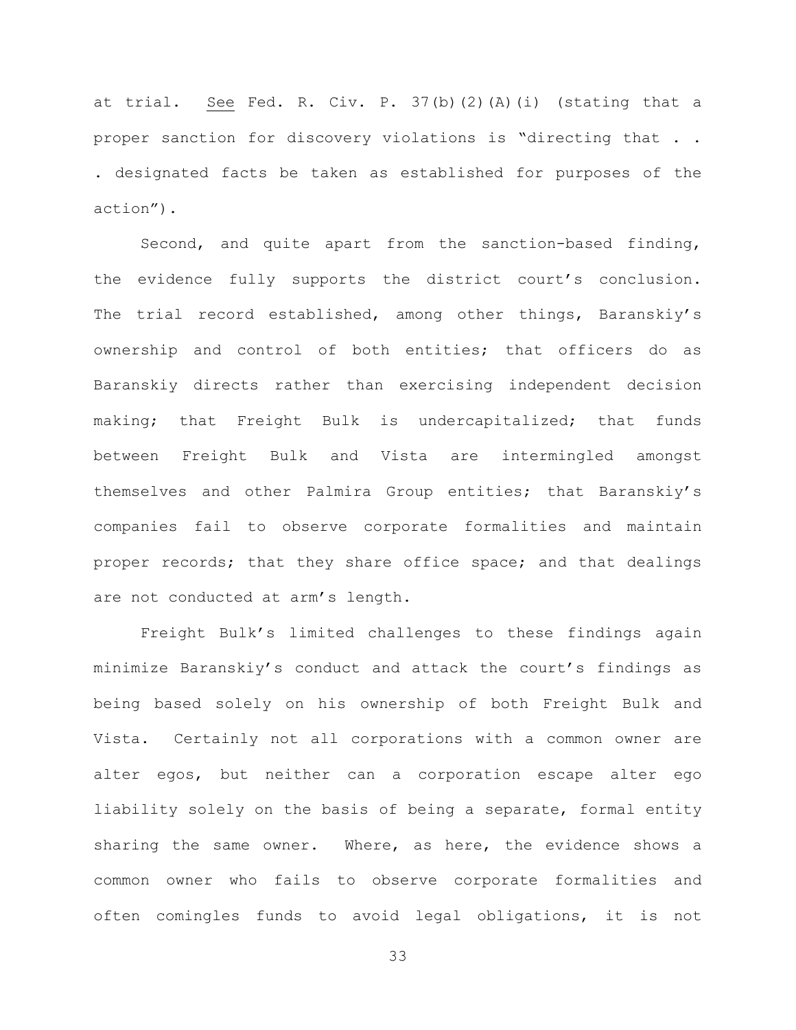at trial. See Fed. R. Civ. P. 37(b)(2)(A)(i) (stating that a proper sanction for discovery violations is "directing that . . . designated facts be taken as established for purposes of the action").

Second, and quite apart from the sanction-based finding, the evidence fully supports the district court's conclusion. The trial record established, among other things, Baranskiy's ownership and control of both entities; that officers do as Baranskiy directs rather than exercising independent decision making; that Freight Bulk is undercapitalized; that funds between Freight Bulk and Vista are intermingled amongst themselves and other Palmira Group entities; that Baranskiy's companies fail to observe corporate formalities and maintain proper records; that they share office space; and that dealings are not conducted at arm's length.

Freight Bulk's limited challenges to these findings again minimize Baranskiy's conduct and attack the court's findings as being based solely on his ownership of both Freight Bulk and Vista. Certainly not all corporations with a common owner are alter egos, but neither can a corporation escape alter ego liability solely on the basis of being a separate, formal entity sharing the same owner. Where, as here, the evidence shows a common owner who fails to observe corporate formalities and often comingles funds to avoid legal obligations, it is not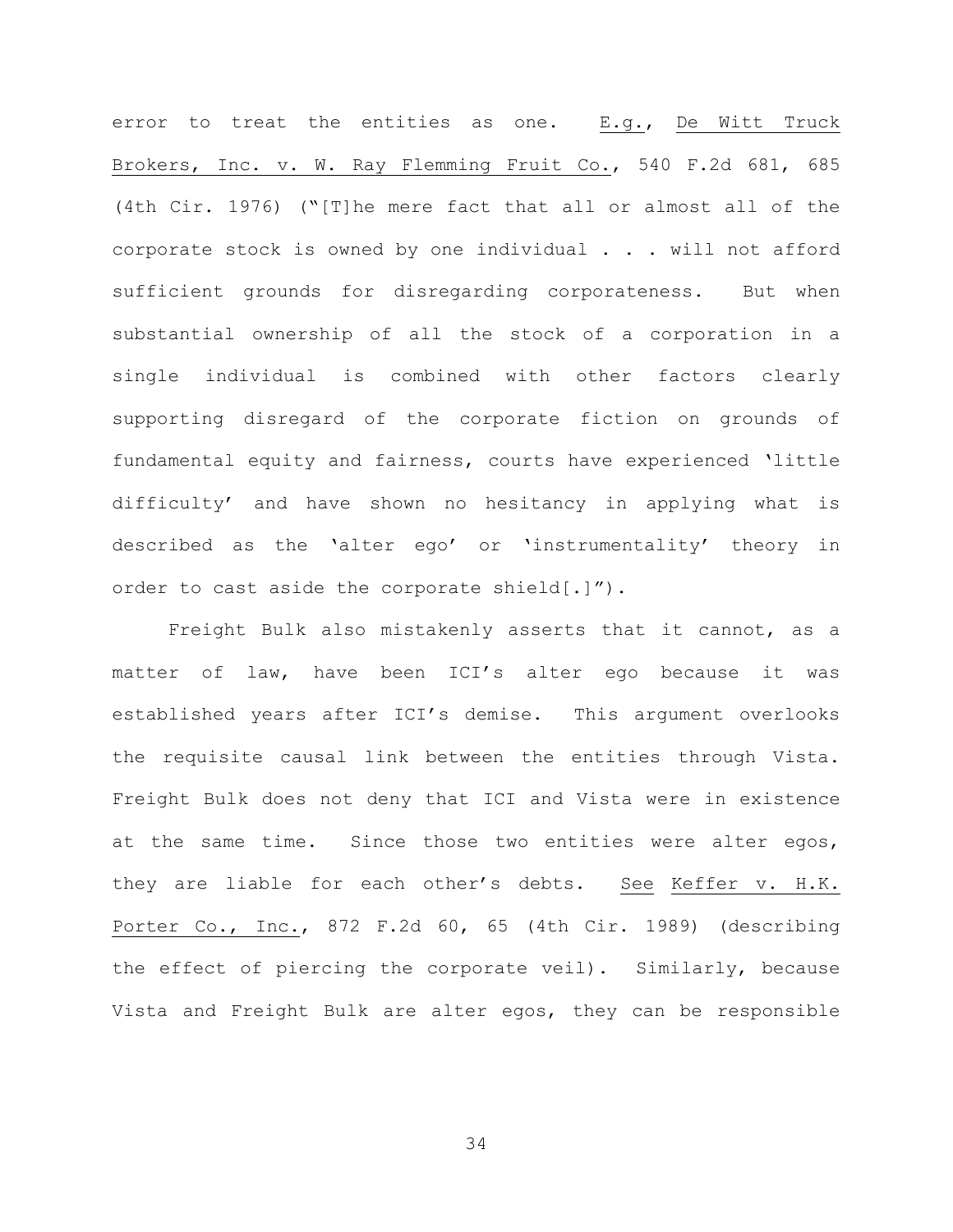error to treat the entities as one. E.g., De Witt Truck Brokers, Inc. v. W. Ray Flemming Fruit Co., 540 F.2d 681, 685 (4th Cir. 1976) ("[T]he mere fact that all or almost all of the corporate stock is owned by one individual . . . will not afford sufficient grounds for disregarding corporateness. But when substantial ownership of all the stock of a corporation in a single individual is combined with other factors clearly supporting disregard of the corporate fiction on grounds of fundamental equity and fairness, courts have experienced 'little difficulty' and have shown no hesitancy in applying what is described as the 'alter ego' or 'instrumentality' theory in order to cast aside the corporate shield[.]").

Freight Bulk also mistakenly asserts that it cannot, as a matter of law, have been ICI's alter ego because it was established years after ICI's demise. This argument overlooks the requisite causal link between the entities through Vista. Freight Bulk does not deny that ICI and Vista were in existence at the same time. Since those two entities were alter egos, they are liable for each other's debts. See Keffer v. H.K. Porter Co., Inc., 872 F.2d 60, 65 (4th Cir. 1989) (describing the effect of piercing the corporate veil). Similarly, because Vista and Freight Bulk are alter egos, they can be responsible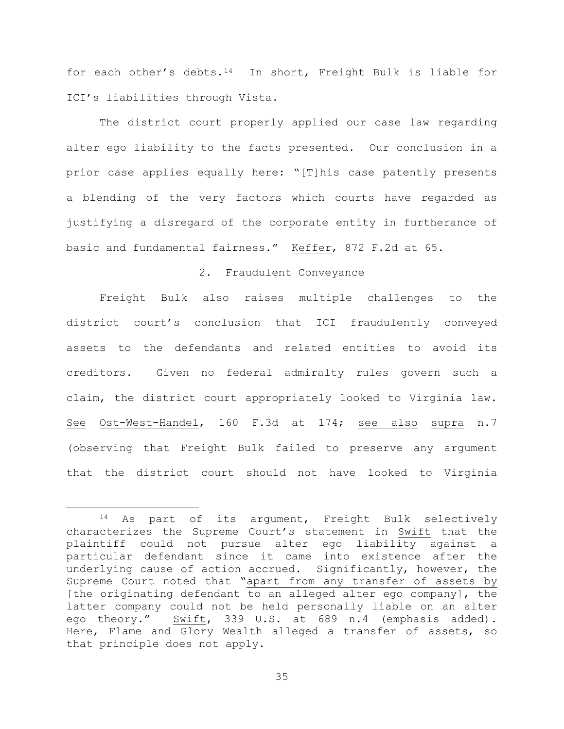for each other's debts.[14] In short, Freight Bulk is liable for ICI's liabilities through Vista.

The district court properly applied our case law regarding alter ego liability to the facts presented. Our conclusion in a prior case applies equally here: "[T]his case patently presents a blending of the very factors which courts have regarded as justifying a disregard of the corporate entity in furtherance of basic and fundamental fairness." Keffer, 872 F.2d at 65.

2. Fraudulent Conveyance

Freight Bulk also raises multiple challenges to the district court's conclusion that ICI fraudulently conveyed assets to the defendants and related entities to avoid its creditors. Given no federal admiralty rules govern such a claim, the district court appropriately looked to Virginia law. See Ost-West-Handel, 160 F.3d at 174; see also supra n.7 (observing that Freight Bulk failed to preserve any argument that the district court should not have looked to Virginia

---

[14] As part of its argument, Freight Bulk selectively characterizes the Supreme Court's statement in Swift that the plaintiff could not pursue alter ego liability against a particular defendant since it came into existence after the underlying cause of action accrued. Significantly, however, the Supreme Court noted that "apart from any transfer of assets by [the originating defendant to an alleged alter ego company], the latter company could not be held personally liable on an alter ego theory." Swift, 339 U.S. at 689 n.4 (emphasis added). Here, Flame and Glory Wealth alleged a transfer of assets, so that principle does not apply.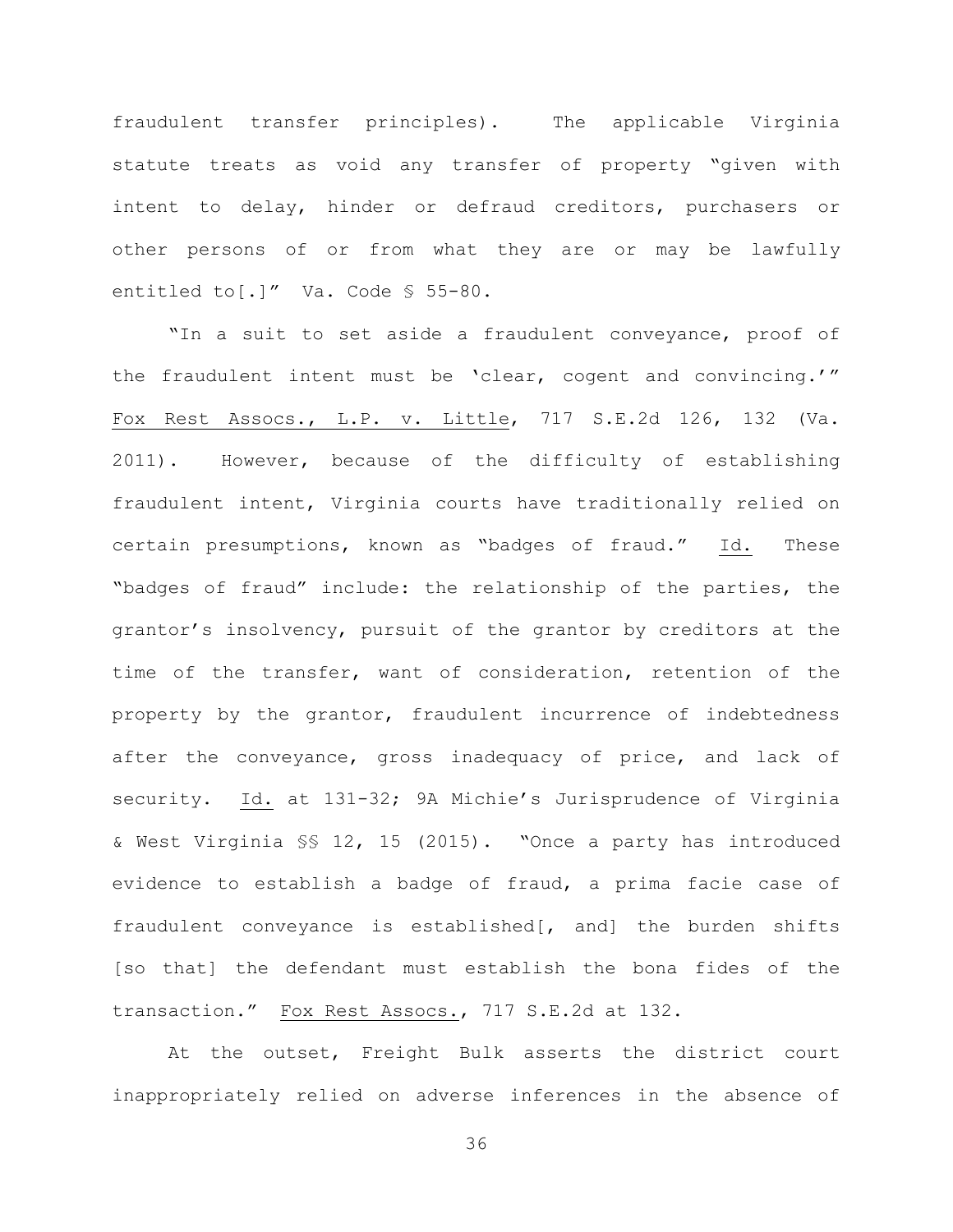fraudulent transfer principles). The applicable Virginia statute treats as void any transfer of property "given with intent to delay, hinder or defraud creditors, purchasers or other persons of or from what they are or may be lawfully entitled to[.]" Va. Code § 55-80.

"In a suit to set aside a fraudulent conveyance, proof of the fraudulent intent must be 'clear, cogent and convincing.'" Fox Rest Assocs., L.P. v. Little, 717 S.E.2d 126, 132 (Va. 2011). However, because of the difficulty of establishing fraudulent intent, Virginia courts have traditionally relied on certain presumptions, known as "badges of fraud." Id. These "badges of fraud" include: the relationship of the parties, the grantor's insolvency, pursuit of the grantor by creditors at the time of the transfer, want of consideration, retention of the property by the grantor, fraudulent incurrence of indebtedness after the conveyance, gross inadequacy of price, and lack of security. Id. at 131-32; 9A Michie's Jurisprudence of Virginia & West Virginia §§ 12, 15 (2015). "Once a party has introduced evidence to establish a badge of fraud, a prima facie case of fraudulent conveyance is established[, and] the burden shifts [so that] the defendant must establish the bona fides of the transaction." Fox Rest Assocs., 717 S.E.2d at 132.

At the outset, Freight Bulk asserts the district court inappropriately relied on adverse inferences in the absence of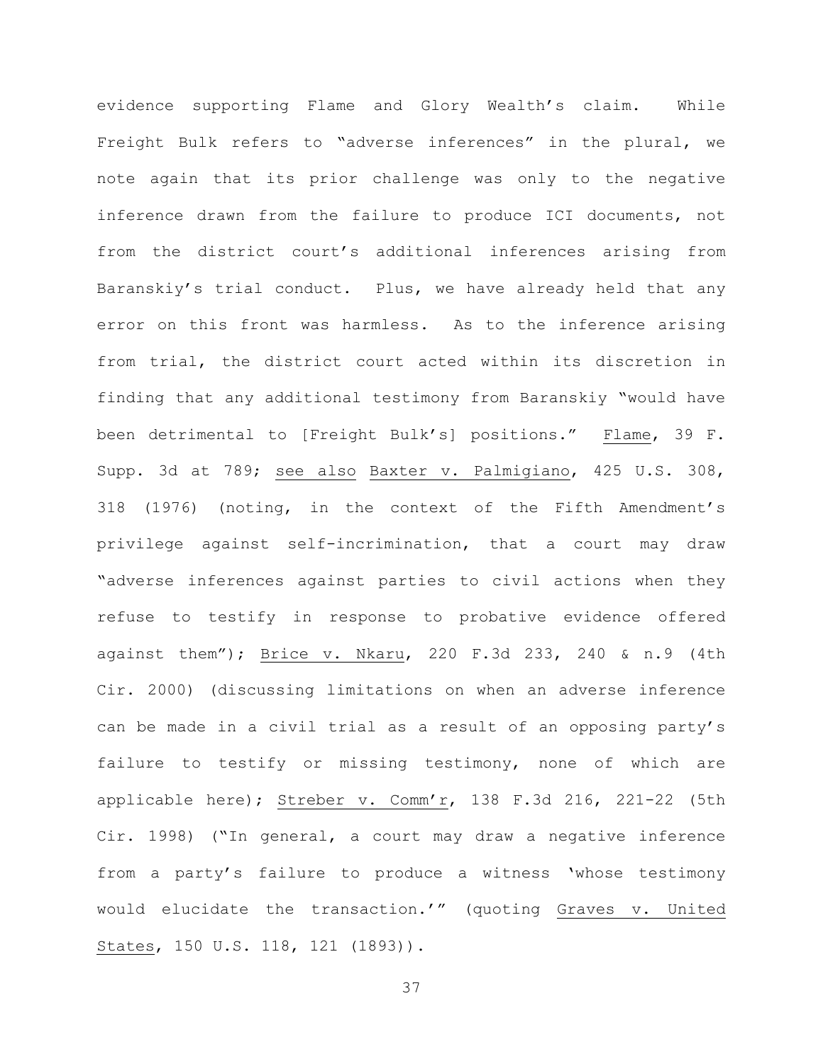evidence supporting Flame and Glory Wealth's claim. While Freight Bulk refers to "adverse inferences" in the plural, we note again that its prior challenge was only to the negative inference drawn from the failure to produce ICI documents, not from the district court's additional inferences arising from Baranskiy's trial conduct. Plus, we have already held that any error on this front was harmless. As to the inference arising from trial, the district court acted within its discretion in finding that any additional testimony from Baranskiy "would have been detrimental to [Freight Bulk's] positions." Flame, 39 F. Supp. 3d at 789; see also Baxter v. Palmigiano, 425 U.S. 308, 318 (1976) (noting, in the context of the Fifth Amendment's privilege against self-incrimination, that a court may draw "adverse inferences against parties to civil actions when they refuse to testify in response to probative evidence offered against them"); Brice v. Nkaru, 220 F.3d 233, 240 & n.9 (4th Cir. 2000) (discussing limitations on when an adverse inference can be made in a civil trial as a result of an opposing party's failure to testify or missing testimony, none of which are applicable here); Streber v. Comm'r, 138 F.3d 216, 221-22 (5th Cir. 1998) ("In general, a court may draw a negative inference from a party's failure to produce a witness 'whose testimony would elucidate the transaction.'" (quoting Graves v. United States, 150 U.S. 118, 121 (1893)).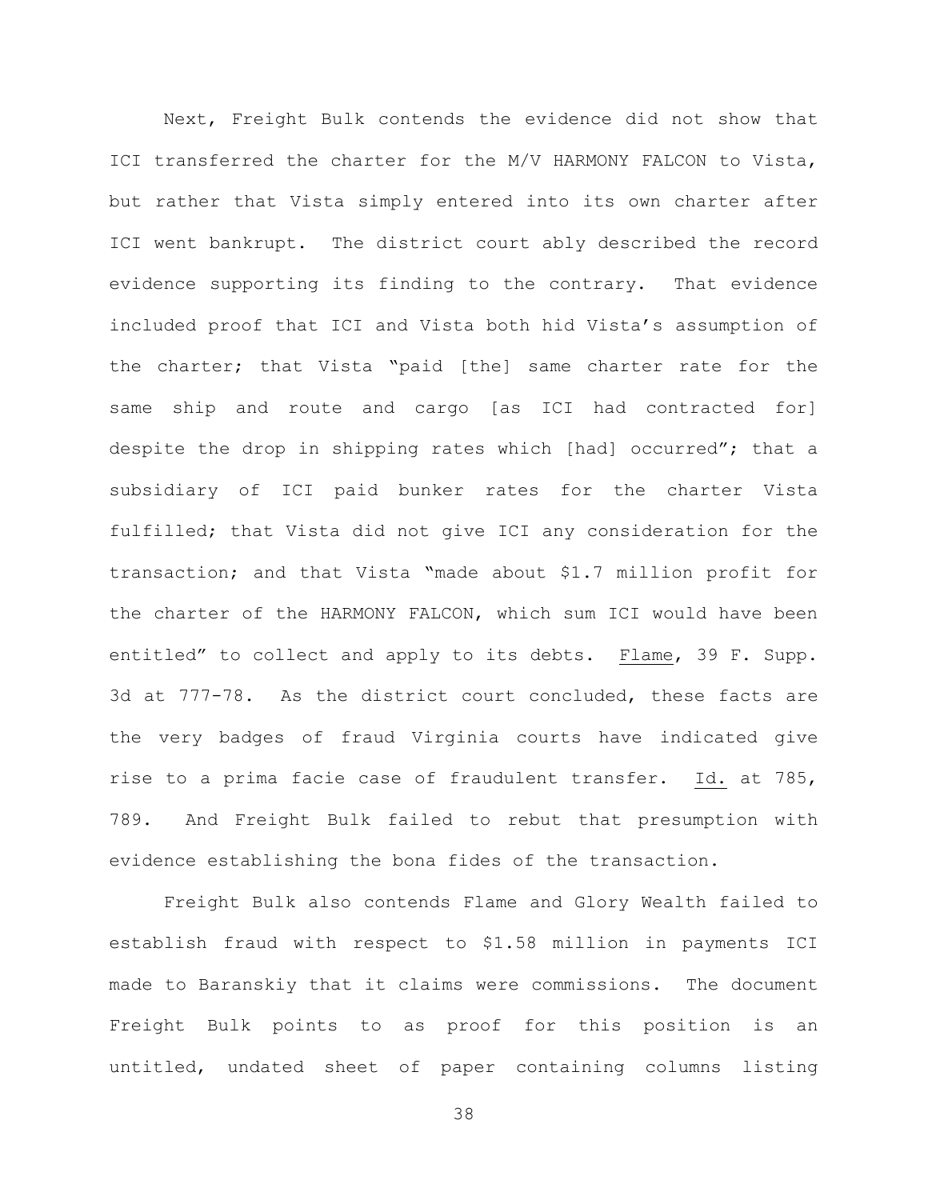Next, Freight Bulk contends the evidence did not show that ICI transferred the charter for the M/V HARMONY FALCON to Vista, but rather that Vista simply entered into its own charter after ICI went bankrupt. The district court ably described the record evidence supporting its finding to the contrary. That evidence included proof that ICI and Vista both hid Vista's assumption of the charter; that Vista "paid [the] same charter rate for the same ship and route and cargo [as ICI had contracted for] despite the drop in shipping rates which [had] occurred"; that a subsidiary of ICI paid bunker rates for the charter Vista fulfilled; that Vista did not give ICI any consideration for the transaction; and that Vista "made about $1.7 million profit for the charter of the HARMONY FALCON, which sum ICI would have been entitled" to collect and apply to its debts. Flame, 39 F. Supp. 3d at 777-78. As the district court concluded, these facts are the very badges of fraud Virginia courts have indicated give rise to a prima facie case of fraudulent transfer. Id. at 785, 789. And Freight Bulk failed to rebut that presumption with evidence establishing the bona fides of the transaction.

Freight Bulk also contends Flame and Glory Wealth failed to establish fraud with respect to $1.58 million in payments ICI made to Baranskiy that it claims were commissions. The document Freight Bulk points to as proof for this position is an untitled, undated sheet of paper containing columns listing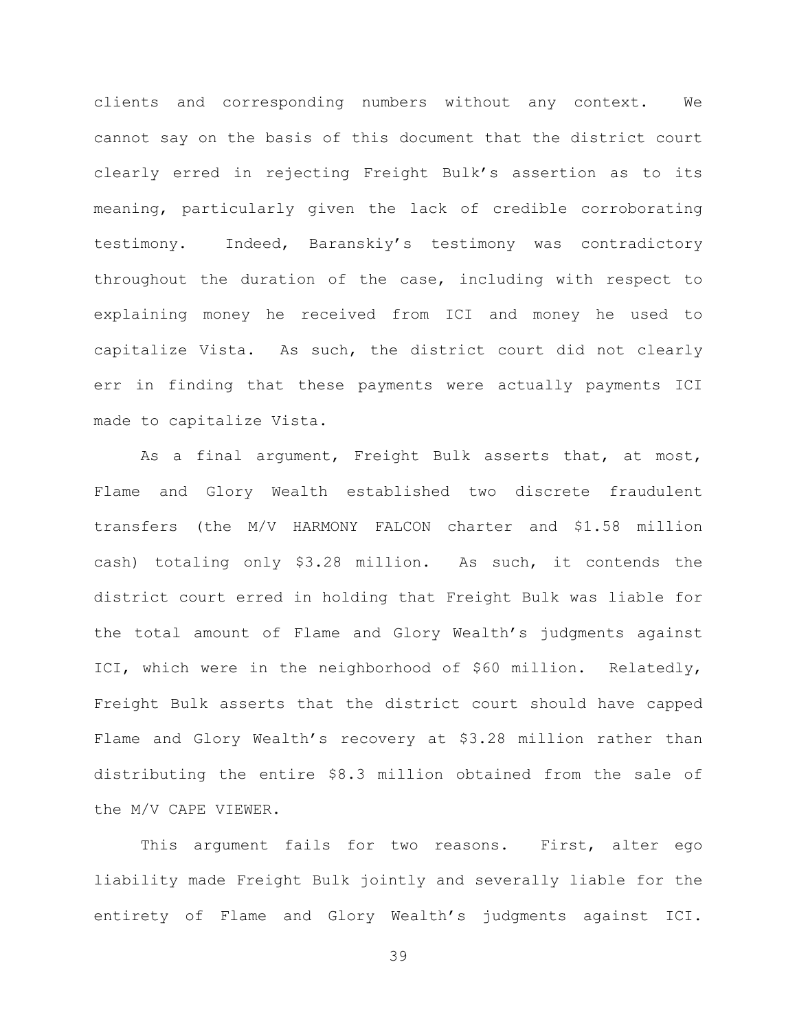clients and corresponding numbers without any context. We cannot say on the basis of this document that the district court clearly erred in rejecting Freight Bulk's assertion as to its meaning, particularly given the lack of credible corroborating testimony. Indeed, Baranskiy's testimony was contradictory throughout the duration of the case, including with respect to explaining money he received from ICI and money he used to capitalize Vista. As such, the district court did not clearly err in finding that these payments were actually payments ICI made to capitalize Vista.

As a final argument, Freight Bulk asserts that, at most, Flame and Glory Wealth established two discrete fraudulent transfers (the M/V HARMONY FALCON charter and $1.58 million cash) totaling only $3.28 million. As such, it contends the district court erred in holding that Freight Bulk was liable for the total amount of Flame and Glory Wealth's judgments against ICI, which were in the neighborhood of $60 million. Relatedly, Freight Bulk asserts that the district court should have capped Flame and Glory Wealth's recovery at $3.28 million rather than distributing the entire $8.3 million obtained from the sale of the M/V CAPE VIEWER.

This argument fails for two reasons. First, alter ego liability made Freight Bulk jointly and severally liable for the entirety of Flame and Glory Wealth's judgments against ICI.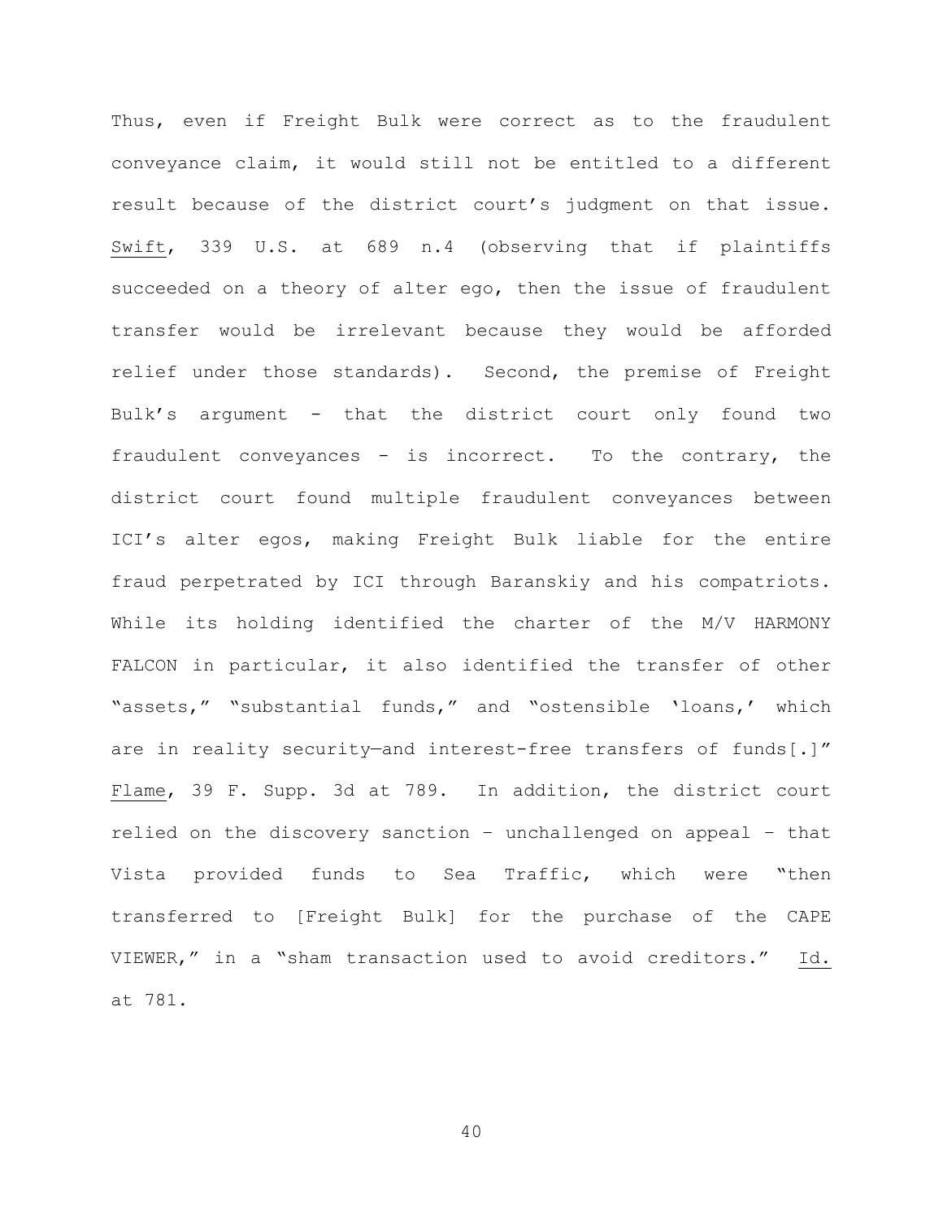Thus, even if Freight Bulk were correct as to the fraudulent conveyance claim, it would still not be entitled to a different result because of the district court's judgment on that issue. Swift, 339 U.S. at 689 n.4 (observing that if plaintiffs succeeded on a theory of alter ego, then the issue of fraudulent transfer would be irrelevant because they would be afforded relief under those standards). Second, the premise of Freight Bulk's argument - that the district court only found two fraudulent conveyances - is incorrect. To the contrary, the district court found multiple fraudulent conveyances between ICI's alter egos, making Freight Bulk liable for the entire fraud perpetrated by ICI through Baranskiy and his compatriots. While its holding identified the charter of the M/V HARMONY FALCON in particular, it also identified the transfer of other "assets," "substantial funds," and "ostensible 'loans,' which are in reality security—and interest-free transfers of funds[.]" Flame, 39 F. Supp. 3d at 789. In addition, the district court relied on the discovery sanction – unchallenged on appeal – that Vista provided funds to Sea Traffic, which were "then transferred to [Freight Bulk] for the purchase of the CAPE VIEWER," in a "sham transaction used to avoid creditors." Id. at 781.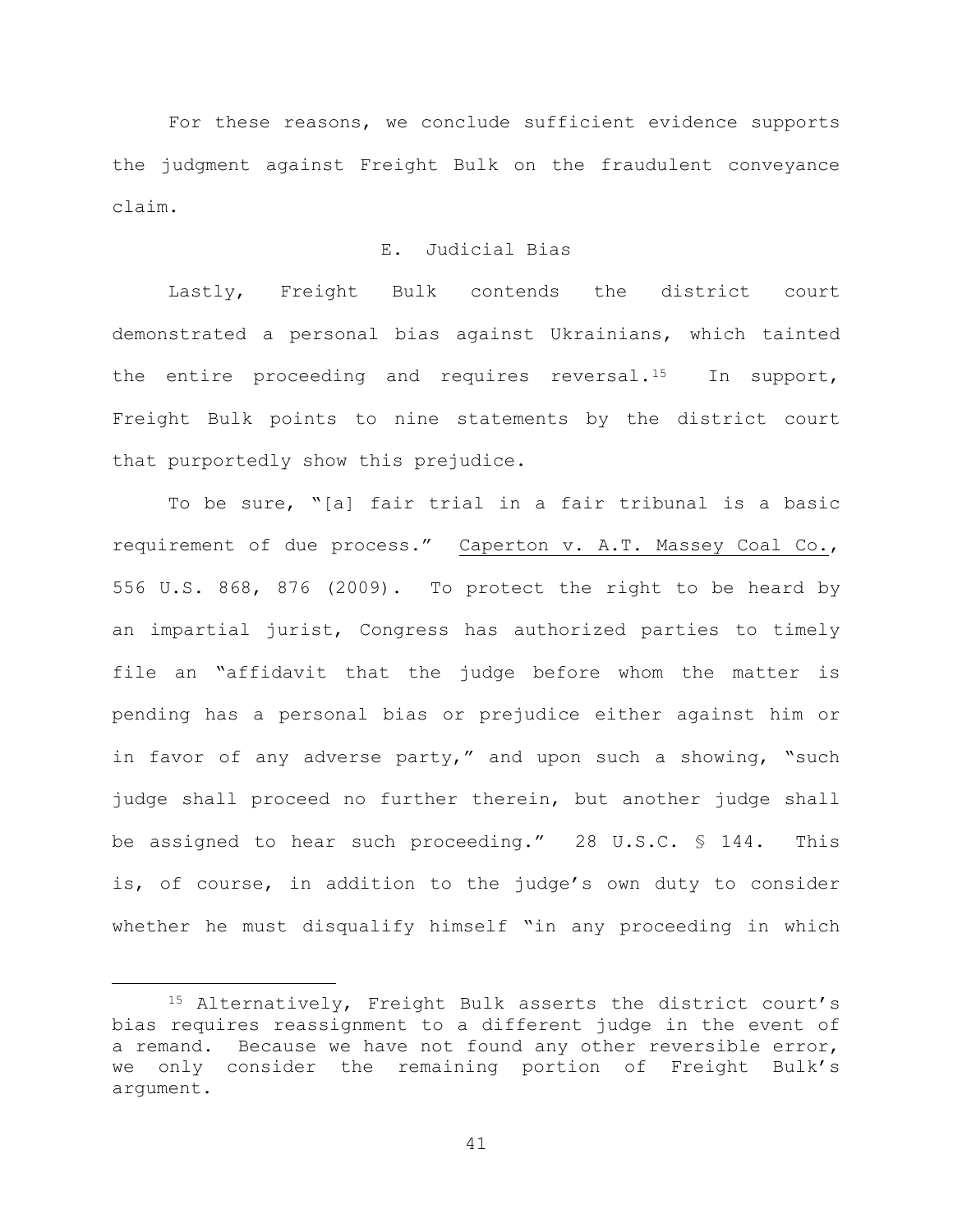For these reasons, we conclude sufficient evidence supports the judgment against Freight Bulk on the fraudulent conveyance claim.

### E. Judicial Bias

Lastly, Freight Bulk contends the district court demonstrated a personal bias against Ukrainians, which tainted the entire proceeding and requires reversal.[15] In support, Freight Bulk points to nine statements by the district court that purportedly show this prejudice.

To be sure, "[a] fair trial in a fair tribunal is a basic requirement of due process." Caperton v. A.T. Massey Coal Co., 556 U.S. 868, 876 (2009). To protect the right to be heard by an impartial jurist, Congress has authorized parties to timely file an "affidavit that the judge before whom the matter is pending has a personal bias or prejudice either against him or in favor of any adverse party," and upon such a showing, "such judge shall proceed no further therein, but another judge shall be assigned to hear such proceeding." 28 U.S.C. § 144. This is, of course, in addition to the judge's own duty to consider whether he must disqualify himself "in any proceeding in which

[15] Alternatively, Freight Bulk asserts the district court's bias requires reassignment to a different judge in the event of a remand. Because we have not found any other reversible error, we only consider the remaining portion of Freight Bulk's argument.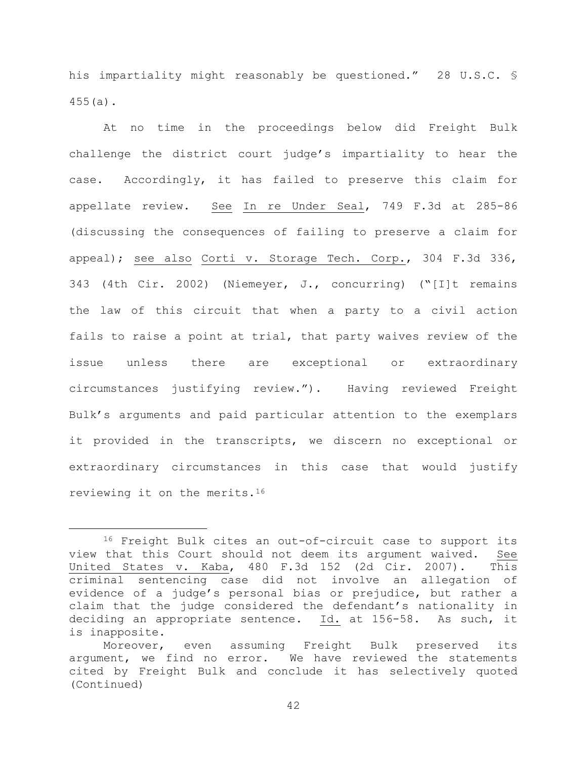his impartiality might reasonably be questioned." 28 U.S.C. § 455(a).

At no time in the proceedings below did Freight Bulk challenge the district court judge's impartiality to hear the case. Accordingly, it has failed to preserve this claim for appellate review. See In re Under Seal, 749 F.3d at 285-86 (discussing the consequences of failing to preserve a claim for appeal); see also Corti v. Storage Tech. Corp., 304 F.3d 336, 343 (4th Cir. 2002) (Niemeyer, J., concurring) ("[I]t remains the law of this circuit that when a party to a civil action fails to raise a point at trial, that party waives review of the issue unless there are exceptional or extraordinary circumstances justifying review."). Having reviewed Freight Bulk's arguments and paid particular attention to the exemplars it provided in the transcripts, we discern no exceptional or extraordinary circumstances in this case that would justify reviewing it on the merits.[16]

---

[16] Freight Bulk cites an out-of-circuit case to support its view that this Court should not deem its argument waived. See United States v. Kaba, 480 F.3d 152 (2d Cir. 2007). This criminal sentencing case did not involve an allegation of evidence of a judge's personal bias or prejudice, but rather a claim that the judge considered the defendant's nationality in deciding an appropriate sentence. Id. at 156-58. As such, it is inapposite.

Moreover, even assuming Freight Bulk preserved its argument, we find no error. We have reviewed the statements cited by Freight Bulk and conclude it has selectively quoted (Continued)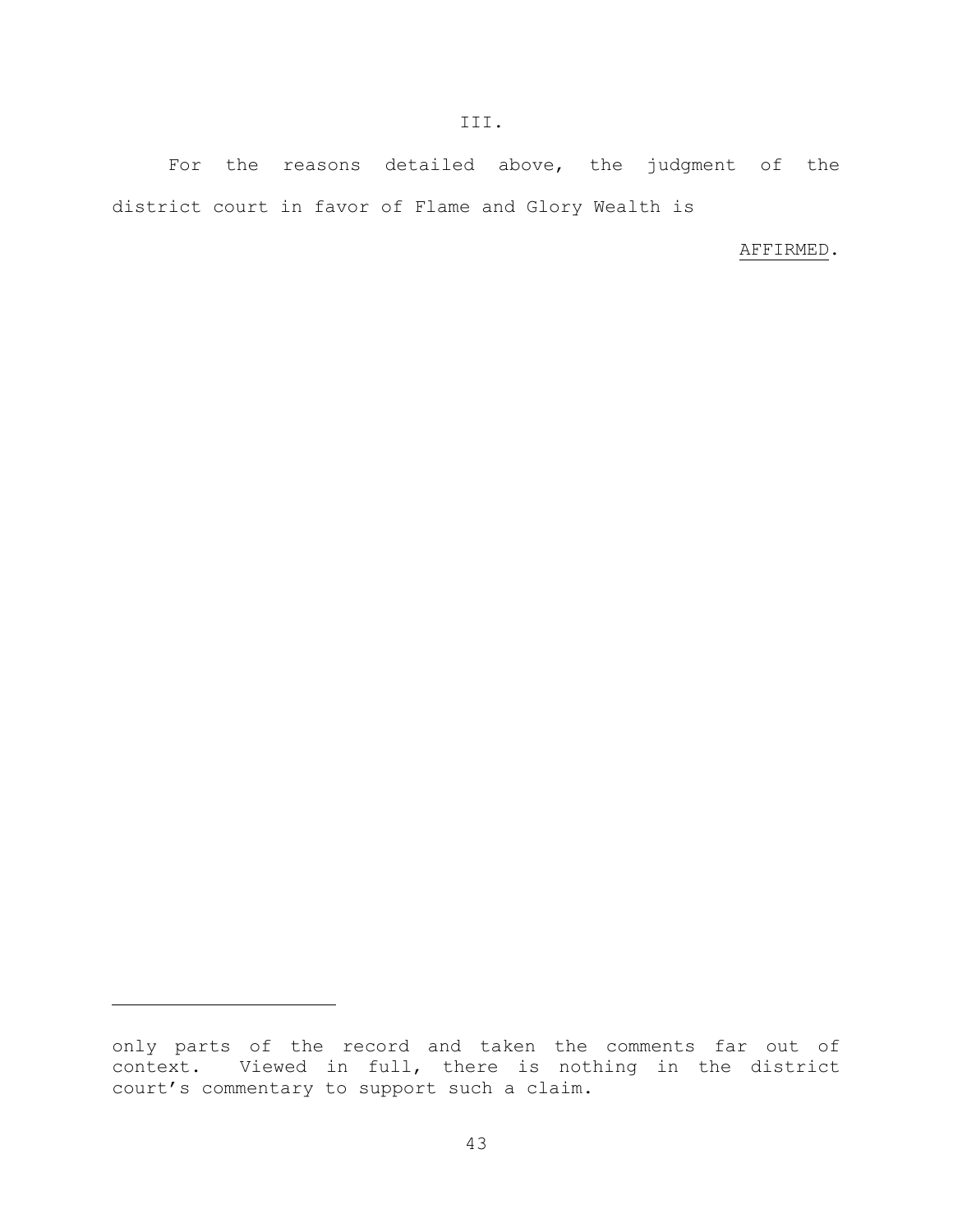III.

For the reasons detailed above, the judgment of the district court in favor of Flame and Glory Wealth is

AFFIRMED.

---

only parts of the record and taken the comments far out of context. Viewed in full, there is nothing in the district court's commentary to support such a claim.